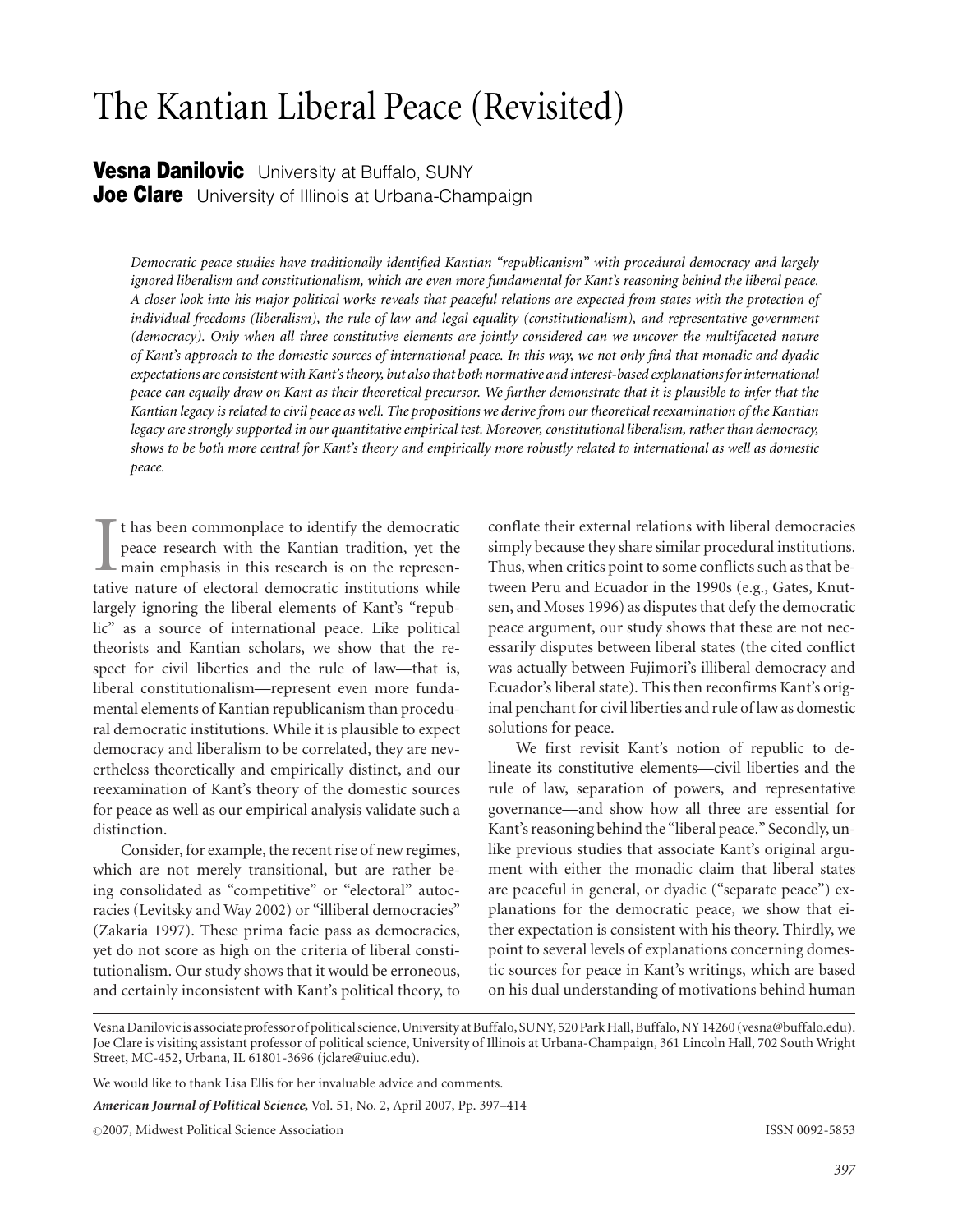# The Kantian Liberal Peace (Revisited)

**Vesna Danilovic** University at Buffalo, SUNY
**Joe Clare** University of Illinois at Urbana-Champaign

*Democratic peace studies have traditionally identified Kantian "republicanism" with procedural democracy and largely ignored liberalism and constitutionalism, which are even more fundamental for Kant's reasoning behind the liberal peace. A closer look into his major political works reveals that peaceful relations are expected from states with the protection of individual freedoms (liberalism), the rule of law and legal equality (constitutionalism), and representative government (democracy). Only when all three constitutive elements are jointly considered can we uncover the multifaceted nature of Kant's approach to the domestic sources of international peace. In this way, we not only find that monadic and dyadic expectations are consistent with Kant's theory, but also that both normative and interest-based explanations for international peace can equally draw on Kant as their theoretical precursor. We further demonstrate that it is plausible to infer that the Kantian legacy is related to civil peace as well. The propositions we derive from our theoretical reexamination of the Kantian legacy are strongly supported in our quantitative empirical test. Moreover, constitutional liberalism, rather than democracy, shows to be both more central for Kant's theory and empirically more robustly related to international as well as domestic peace.*

It has been commonplace to identify the democratic peace research with the Kantian tradition, yet the main emphasis in this research is on the representative nature of electoral democratic institutions while largely ignoring the liberal elements of Kant's "republic" as a source of international peace. Like political theorists and Kantian scholars, we show that the respect for civil liberties and the rule of law—that is, liberal constitutionalism—represent even more fundamental elements of Kantian republicanism than procedural democratic institutions. While it is plausible to expect democracy and liberalism to be correlated, they are nevertheless theoretically and empirically distinct, and our reexamination of Kant's theory of the domestic sources for peace as well as our empirical analysis validate such a distinction.

Consider, for example, the recent rise of new regimes, which are not merely transitional, but are rather being consolidated as "competitive" or "electoral" autocracies (Levitsky and Way 2002) or "illiberal democracies" (Zakaria 1997). These prima facie pass as democracies, yet do not score as high on the criteria of liberal constitutionalism. Our study shows that it would be erroneous, and certainly inconsistent with Kant's political theory, to conflate their external relations with liberal democracies simply because they share similar procedural institutions. Thus, when critics point to some conflicts such as that between Peru and Ecuador in the 1990s (e.g., Gates, Knutsen, and Moses 1996) as disputes that defy the democratic peace argument, our study shows that these are not necessarily disputes between liberal states (the cited conflict was actually between Fujimori's illiberal democracy and Ecuador's liberal state). This then reconfirms Kant's original penchant for civil liberties and rule of law as domestic solutions for peace.

We first revisit Kant's notion of republic to delineate its constitutive elements—civil liberties and the rule of law, separation of powers, and representative governance—and show how all three are essential for Kant's reasoning behind the "liberal peace." Secondly, unlike previous studies that associate Kant's original argument with either the monadic claim that liberal states are peaceful in general, or dyadic ("separate peace") explanations for the democratic peace, we show that either expectation is consistent with his theory. Thirdly, we point to several levels of explanations concerning domestic sources for peace in Kant's writings, which are based on his dual understanding of motivations behind human

---

Vesna Danilovic is associate professor of political science, University at Buffalo, SUNY, 520 Park Hall, Buffalo, NY 14260 (vesna@buffalo.edu). Joe Clare is visiting assistant professor of political science, University of Illinois at Urbana-Champaign, 361 Lincoln Hall, 702 South Wright Street, MC-452, Urbana, IL 61801-3696 (jclare@uiuc.edu).

We would like to thank Lisa Ellis for her invaluable advice and comments.

*American Journal of Political Science*, Vol. 51, No. 2, April 2007, Pp. 397–414

©2007, Midwest Political Science Association ISSN 0092-5853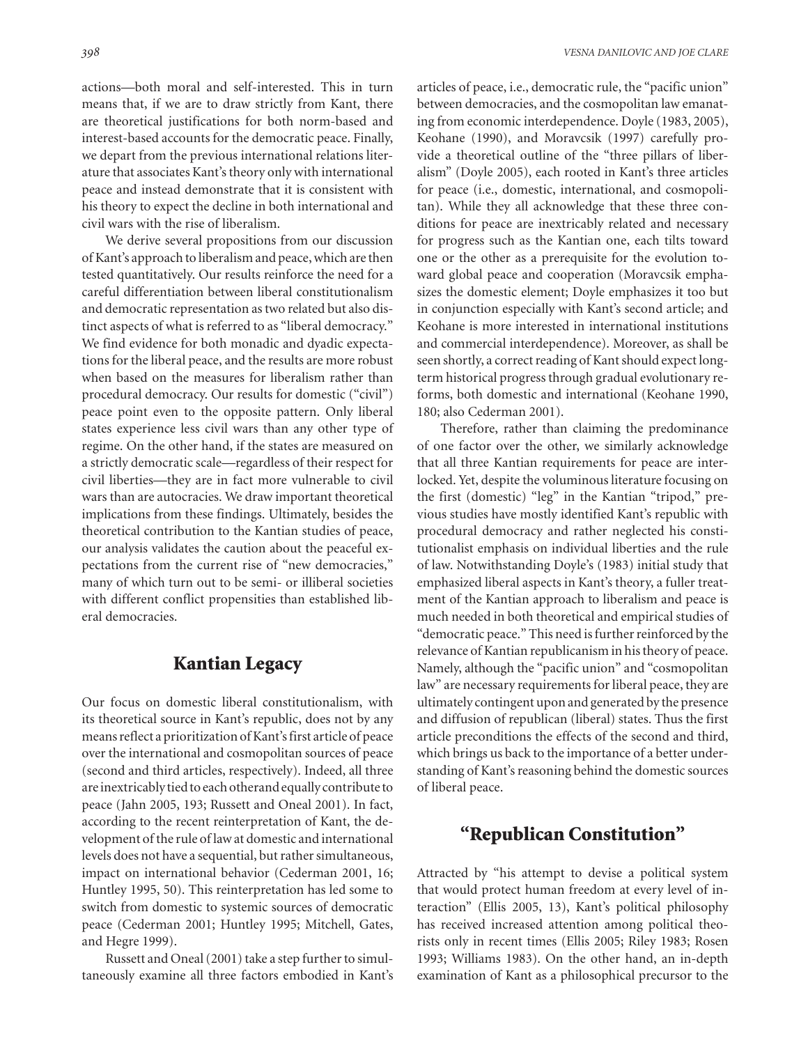actions—both moral and self-interested. This in turn means that, if we are to draw strictly from Kant, there are theoretical justifications for both norm-based and interest-based accounts for the democratic peace. Finally, we depart from the previous international relations literature that associates Kant's theory only with international peace and instead demonstrate that it is consistent with his theory to expect the decline in both international and civil wars with the rise of liberalism.

We derive several propositions from our discussion of Kant's approach to liberalism and peace, which are then tested quantitatively. Our results reinforce the need for a careful differentiation between liberal constitutionalism and democratic representation as two related but also distinct aspects of what is referred to as "liberal democracy." We find evidence for both monadic and dyadic expectations for the liberal peace, and the results are more robust when based on the measures for liberalism rather than procedural democracy. Our results for domestic ("civil") peace point even to the opposite pattern. Only liberal states experience less civil wars than any other type of regime. On the other hand, if the states are measured on a strictly democratic scale—regardless of their respect for civil liberties—they are in fact more vulnerable to civil wars than are autocracies. We draw important theoretical implications from these findings. Ultimately, besides the theoretical contribution to the Kantian studies of peace, our analysis validates the caution about the peaceful expectations from the current rise of "new democracies," many of which turn out to be semi- or illiberal societies with different conflict propensities than established liberal democracies.

## Kantian Legacy

Our focus on domestic liberal constitutionalism, with its theoretical source in Kant's republic, does not by any means reflect a prioritization of Kant's first article of peace over the international and cosmopolitan sources of peace (second and third articles, respectively). Indeed, all three are inextricably tied to each other and equally contribute to peace (Jahn 2005, 193; Russett and Oneal 2001). In fact, according to the recent reinterpretation of Kant, the development of the rule of law at domestic and international levels does not have a sequential, but rather simultaneous, impact on international behavior (Cederman 2001, 16; Huntley 1995, 50). This reinterpretation has led some to switch from domestic to systemic sources of democratic peace (Cederman 2001; Huntley 1995; Mitchell, Gates, and Hegre 1999).

Russett and Oneal (2001) take a step further to simultaneously examine all three factors embodied in Kant's articles of peace, i.e., democratic rule, the "pacific union" between democracies, and the cosmopolitan law emanating from economic interdependence. Doyle (1983, 2005), Keohane (1990), and Moravcsik (1997) carefully provide a theoretical outline of the "three pillars of liberalism" (Doyle 2005), each rooted in Kant's three articles for peace (i.e., domestic, international, and cosmopolitan). While they all acknowledge that these three conditions for peace are inextricably related and necessary for progress such as the Kantian one, each tilts toward one or the other as a prerequisite for the evolution toward global peace and cooperation (Moravcsik emphasizes the domestic element; Doyle emphasizes it too but in conjunction especially with Kant's second article; and Keohane is more interested in international institutions and commercial interdependence). Moreover, as shall be seen shortly, a correct reading of Kant should expect long-term historical progress through gradual evolutionary reforms, both domestic and international (Keohane 1990, 180; also Cederman 2001).

Therefore, rather than claiming the predominance of one factor over the other, we similarly acknowledge that all three Kantian requirements for peace are interlocked. Yet, despite the voluminous literature focusing on the first (domestic) "leg" in the Kantian "tripod," previous studies have mostly identified Kant's republic with procedural democracy and rather neglected his constitutionalist emphasis on individual liberties and the rule of law. Notwithstanding Doyle's (1983) initial study that emphasized liberal aspects in Kant's theory, a fuller treatment of the Kantian approach to liberalism and peace is much needed in both theoretical and empirical studies of "democratic peace." This need is further reinforced by the relevance of Kantian republicanism in his theory of peace. Namely, although the "pacific union" and "cosmopolitan law" are necessary requirements for liberal peace, they are ultimately contingent upon and generated by the presence and diffusion of republican (liberal) states. Thus the first article preconditions the effects of the second and third, which brings us back to the importance of a better understanding of Kant's reasoning behind the domestic sources of liberal peace.

## "Republican Constitution"

Attracted by "his attempt to devise a political system that would protect human freedom at every level of interaction" (Ellis 2005, 13), Kant's political philosophy has received increased attention among political theorists only in recent times (Ellis 2005; Riley 1983; Rosen 1993; Williams 1983). On the other hand, an in-depth examination of Kant as a philosophical precursor to the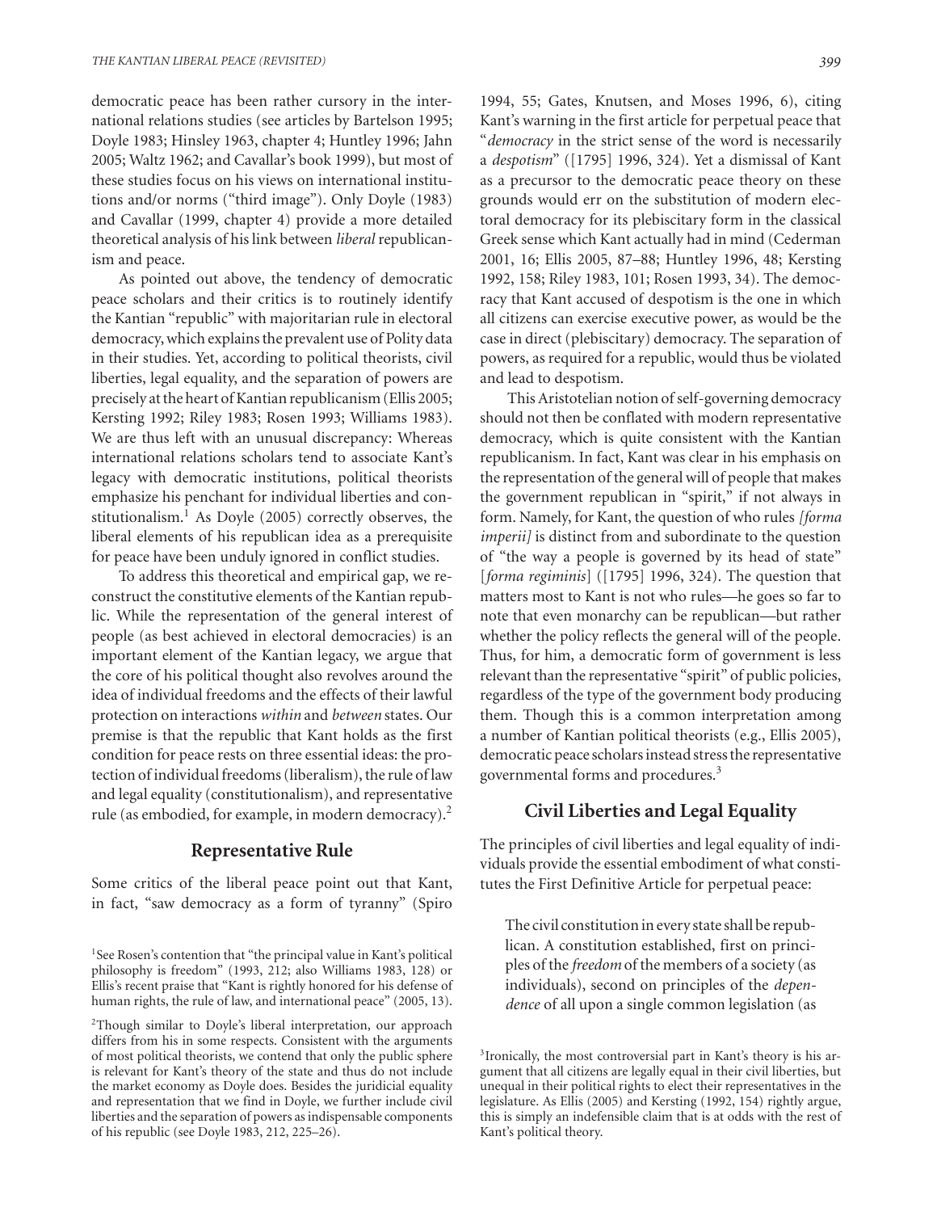democratic peace has been rather cursory in the international relations studies (see articles by Bartelson 1995; Doyle 1983; Hinsley 1963, chapter 4; Huntley 1996; Jahn 2005; Waltz 1962; and Cavallar's book 1999), but most of these studies focus on his views on international institutions and/or norms ("third image"). Only Doyle (1983) and Cavallar (1999, chapter 4) provide a more detailed theoretical analysis of his link between *liberal* republicanism and peace.

As pointed out above, the tendency of democratic peace scholars and their critics is to routinely identify the Kantian "republic" with majoritarian rule in electoral democracy, which explains the prevalent use of Polity data in their studies. Yet, according to political theorists, civil liberties, legal equality, and the separation of powers are precisely at the heart of Kantian republicanism (Ellis 2005; Kersting 1992; Riley 1983; Rosen 1993; Williams 1983). We are thus left with an unusual discrepancy: Whereas international relations scholars tend to associate Kant's legacy with democratic institutions, political theorists emphasize his penchant for individual liberties and constitutionalism.[1] As Doyle (2005) correctly observes, the liberal elements of his republican idea as a prerequisite for peace have been unduly ignored in conflict studies.

To address this theoretical and empirical gap, we reconstruct the constitutive elements of the Kantian republic. While the representation of the general interest of people (as best achieved in electoral democracies) is an important element of the Kantian legacy, we argue that the core of his political thought also revolves around the idea of individual freedoms and the effects of their lawful protection on interactions *within* and *between* states. Our premise is that the republic that Kant holds as the first condition for peace rests on three essential ideas: the protection of individual freedoms (liberalism), the rule of law and legal equality (constitutionalism), and representative rule (as embodied, for example, in modern democracy).[2]

## Representative Rule

Some critics of the liberal peace point out that Kant, in fact, "saw democracy as a form of tyranny" (Spiro 1994, 55; Gates, Knutsen, and Moses 1996, 6), citing Kant's warning in the first article for perpetual peace that "*democracy* in the strict sense of the word is necessarily a *despotism*" ([1795] 1996, 324). Yet a dismissal of Kant as a precursor to the democratic peace theory on these grounds would err on the substitution of modern electoral democracy for its plebiscitary form in the classical Greek sense which Kant actually had in mind (Cederman 2001, 16; Ellis 2005, 87–88; Huntley 1996, 48; Kersting 1992, 158; Riley 1983, 101; Rosen 1993, 34). The democracy that Kant accused of despotism is the one in which all citizens can exercise executive power, as would be the case in direct (plebiscitary) democracy. The separation of powers, as required for a republic, would thus be violated and lead to despotism.

This Aristotelian notion of self-governing democracy should not then be conflated with modern representative democracy, which is quite consistent with the Kantian republicanism. In fact, Kant was clear in his emphasis on the representation of the general will of people that makes the government republican in "spirit," if not always in form. Namely, for Kant, the question of who rules *[forma imperii]* is distinct from and subordinate to the question of "the way a people is governed by its head of state" [*forma regiminis*] ([1795] 1996, 324). The question that matters most to Kant is not who rules—he goes so far to note that even monarchy can be republican—but rather whether the policy reflects the general will of the people. Thus, for him, a democratic form of government is less relevant than the representative "spirit" of public policies, regardless of the type of the government body producing them. Though this is a common interpretation among a number of Kantian political theorists (e.g., Ellis 2005), democratic peace scholars instead stress the representative governmental forms and procedures.[3]

## Civil Liberties and Legal Equality

The principles of civil liberties and legal equality of individuals provide the essential embodiment of what constitutes the First Definitive Article for perpetual peace:

> The civil constitution in every state shall be republican. A constitution established, first on principles of the *freedom* of the members of a society (as individuals), second on principles of the *dependence* of all upon a single common legislation (as

[1] See Rosen's contention that "the principal value in Kant's political philosophy is freedom" (1993, 212; also Williams 1983, 128) or Ellis's recent praise that "Kant is rightly honored for his defense of human rights, the rule of law, and international peace" (2005, 13).

[2] Though similar to Doyle's liberal interpretation, our approach differs from his in some respects. Consistent with the arguments of most political theorists, we contend that only the public sphere is relevant for Kant's theory of the state and thus do not include the market economy as Doyle does. Besides the juridicial equality and representation that we find in Doyle, we further include civil liberties and the separation of powers as indispensable components of his republic (see Doyle 1983, 212, 225–26).

[3] Ironically, the most controversial part in Kant's theory is his argument that all citizens are legally equal in their civil liberties, but unequal in their political rights to elect their representatives in the legislature. As Ellis (2005) and Kersting (1992, 154) rightly argue, this is simply an indefensible claim that is at odds with the rest of Kant's political theory.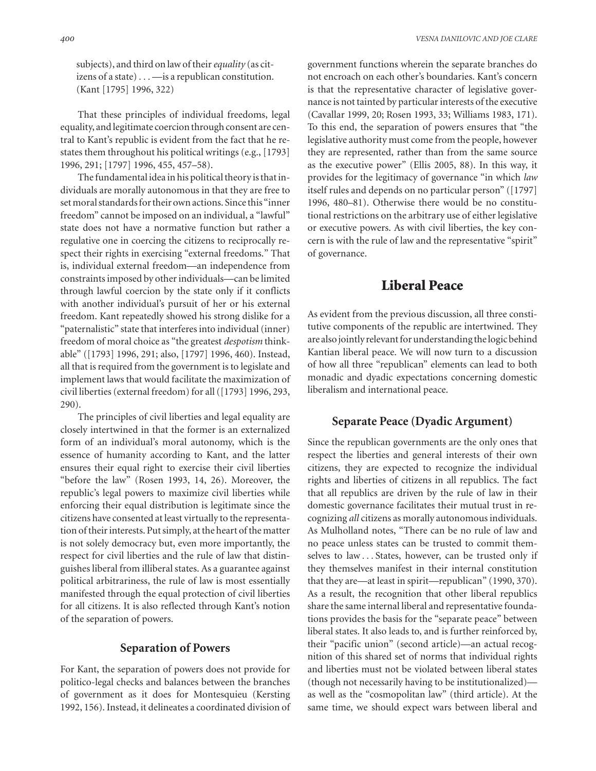subjects), and third on law of their *equality* (as citizens of a state) . . . —is a republican constitution. (Kant [1795] 1996, 322)

That these principles of individual freedoms, legal equality, and legitimate coercion through consent are central to Kant's republic is evident from the fact that he restates them throughout his political writings (e.g., [1793] 1996, 291; [1797] 1996, 455, 457–58).

The fundamental idea in his political theory is that individuals are morally autonomous in that they are free to set moral standards for their own actions. Since this "inner freedom" cannot be imposed on an individual, a "lawful" state does not have a normative function but rather a regulative one in coercing the citizens to reciprocally respect their rights in exercising "external freedoms." That is, individual external freedom—an independence from constraints imposed by other individuals—can be limited through lawful coercion by the state only if it conflicts with another individual's pursuit of her or his external freedom. Kant repeatedly showed his strong dislike for a "paternalistic" state that interferes into individual (inner) freedom of moral choice as "the greatest *despotism* thinkable" ([1793] 1996, 291; also, [1797] 1996, 460). Instead, all that is required from the government is to legislate and implement laws that would facilitate the maximization of civil liberties (external freedom) for all ([1793] 1996, 293, 290).

The principles of civil liberties and legal equality are closely intertwined in that the former is an externalized form of an individual's moral autonomy, which is the essence of humanity according to Kant, and the latter ensures their equal right to exercise their civil liberties "before the law" (Rosen 1993, 14, 26). Moreover, the republic's legal powers to maximize civil liberties while enforcing their equal distribution is legitimate since the citizens have consented at least virtually to the representation of their interests. Put simply, at the heart of the matter is not solely democracy but, even more importantly, the respect for civil liberties and the rule of law that distinguishes liberal from illiberal states. As a guarantee against political arbitrariness, the rule of law is most essentially manifested through the equal protection of civil liberties for all citizens. It is also reflected through Kant's notion of the separation of powers.

### Separation of Powers

For Kant, the separation of powers does not provide for politico-legal checks and balances between the branches of government as it does for Montesquieu (Kersting 1992, 156). Instead, it delineates a coordinated division of government functions wherein the separate branches do not encroach on each other's boundaries. Kant's concern is that the representative character of legislative governance is not tainted by particular interests of the executive (Cavallar 1999, 20; Rosen 1993, 33; Williams 1983, 171). To this end, the separation of powers ensures that "the legislative authority must come from the people, however they are represented, rather than from the same source as the executive power" (Ellis 2005, 88). In this way, it provides for the legitimacy of governance "in which *law* itself rules and depends on no particular person" ([1797] 1996, 480–81). Otherwise there would be no constitutional restrictions on the arbitrary use of either legislative or executive powers. As with civil liberties, the key concern is with the rule of law and the representative "spirit" of governance.

## Liberal Peace

As evident from the previous discussion, all three constitutive components of the republic are intertwined. They are also jointly relevant for understanding the logic behind Kantian liberal peace. We will now turn to a discussion of how all three "republican" elements can lead to both monadic and dyadic expectations concerning domestic liberalism and international peace.

### Separate Peace (Dyadic Argument)

Since the republican governments are the only ones that respect the liberties and general interests of their own citizens, they are expected to recognize the individual rights and liberties of citizens in all republics. The fact that all republics are driven by the rule of law in their domestic governance facilitates their mutual trust in recognizing *all* citizens as morally autonomous individuals. As Mulholland notes, "There can be no rule of law and no peace unless states can be trusted to commit themselves to law . . . States, however, can be trusted only if they themselves manifest in their internal constitution that they are—at least in spirit—republican" (1990, 370). As a result, the recognition that other liberal republics share the same internal liberal and representative foundations provides the basis for the "separate peace" between liberal states. It also leads to, and is further reinforced by, their "pacific union" (second article)—an actual recognition of this shared set of norms that individual rights and liberties must not be violated between liberal states (though not necessarily having to be institutionalized)—as well as the "cosmopolitan law" (third article). At the same time, we should expect wars between liberal and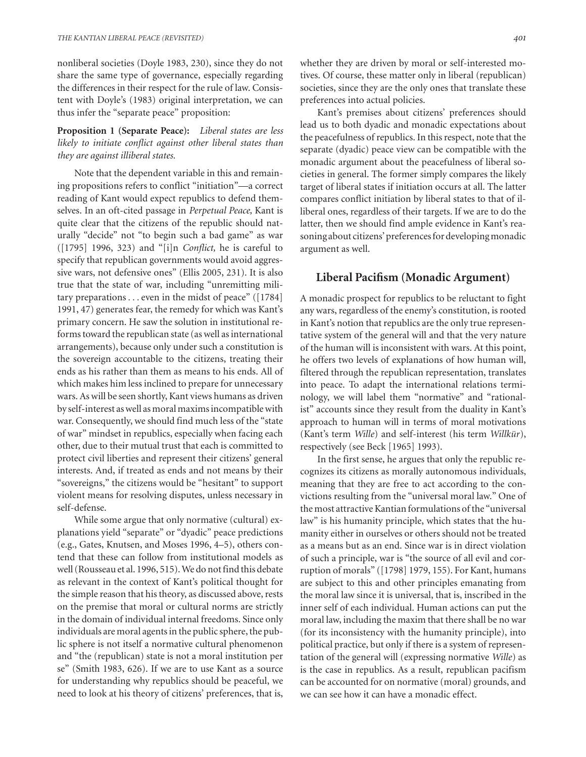nonliberal societies (Doyle 1983, 230), since they do not share the same type of governance, especially regarding the differences in their respect for the rule of law. Consistent with Doyle's (1983) original interpretation, we can thus infer the "separate peace" proposition:

**Proposition 1 (Separate Peace):** *Liberal states are less likely to initiate conflict against other liberal states than they are against illiberal states.*

Note that the dependent variable in this and remaining propositions refers to conflict "initiation"—a correct reading of Kant would expect republics to defend themselves. In an oft-cited passage in *Perpetual Peace,* Kant is quite clear that the citizens of the republic should naturally "decide" not "to begin such a bad game" as war ([1795] 1996, 323) and "[i]n *Conflict,* he is careful to specify that republican governments would avoid aggressive wars, not defensive ones" (Ellis 2005, 231). It is also true that the state of war, including "unremitting military preparations . . . even in the midst of peace" ([1784] 1991, 47) generates fear, the remedy for which was Kant's primary concern. He saw the solution in institutional reforms toward the republican state (as well as international arrangements), because only under such a constitution is the sovereign accountable to the citizens, treating their ends as his rather than them as means to his ends. All of which makes him less inclined to prepare for unnecessary wars. As will be seen shortly, Kant views humans as driven by self-interest as well as moral maxims incompatible with war. Consequently, we should find much less of the "state of war" mindset in republics, especially when facing each other, due to their mutual trust that each is committed to protect civil liberties and represent their citizens' general interests. And, if treated as ends and not means by their "sovereigns," the citizens would be "hesitant" to support violent means for resolving disputes, unless necessary in self-defense.

While some argue that only normative (cultural) explanations yield "separate" or "dyadic" peace predictions (e.g., Gates, Knutsen, and Moses 1996, 4–5), others contend that these can follow from institutional models as well (Rousseau et al. 1996, 515). We do not find this debate as relevant in the context of Kant's political thought for the simple reason that his theory, as discussed above, rests on the premise that moral or cultural norms are strictly in the domain of individual internal freedoms. Since only individuals are moral agents in the public sphere, the public sphere is not itself a normative cultural phenomenon and "the (republican) state is not a moral institution per se" (Smith 1983, 626). If we are to use Kant as a source for understanding why republics should be peaceful, we need to look at his theory of citizens' preferences, that is, whether they are driven by moral or self-interested motives. Of course, these matter only in liberal (republican) societies, since they are the only ones that translate these preferences into actual policies.

Kant's premises about citizens' preferences should lead us to both dyadic and monadic expectations about the peacefulness of republics. In this respect, note that the separate (dyadic) peace view can be compatible with the monadic argument about the peacefulness of liberal societies in general. The former simply compares the likely target of liberal states if initiation occurs at all. The latter compares conflict initiation by liberal states to that of illiberal ones, regardless of their targets. If we are to do the latter, then we should find ample evidence in Kant's reasoning about citizens' preferences for developing monadic argument as well.

## Liberal Pacifism (Monadic Argument)

A monadic prospect for republics to be reluctant to fight any wars, regardless of the enemy's constitution, is rooted in Kant's notion that republics are the only true representative system of the general will and that the very nature of the human will is inconsistent with wars. At this point, he offers two levels of explanations of how human will, filtered through the republican representation, translates into peace. To adapt the international relations terminology, we will label them "normative" and "rationalist" accounts since they result from the duality in Kant's approach to human will in terms of moral motivations (Kant's term *Wille*) and self-interest (his term *Willkür*), respectively (see Beck [1965] 1993).

In the first sense, he argues that only the republic recognizes its citizens as morally autonomous individuals, meaning that they are free to act according to the convictions resulting from the "universal moral law." One of the most attractive Kantian formulations of the "universal law" is his humanity principle, which states that the humanity either in ourselves or others should not be treated as a means but as an end. Since war is in direct violation of such a principle, war is "the source of all evil and corruption of morals" ([1798] 1979, 155). For Kant, humans are subject to this and other principles emanating from the moral law since it is universal, that is, inscribed in the inner self of each individual. Human actions can put the moral law, including the maxim that there shall be no war (for its inconsistency with the humanity principle), into political practice, but only if there is a system of representation of the general will (expressing normative *Wille*) as is the case in republics. As a result, republican pacifism can be accounted for on normative (moral) grounds, and we can see how it can have a monadic effect.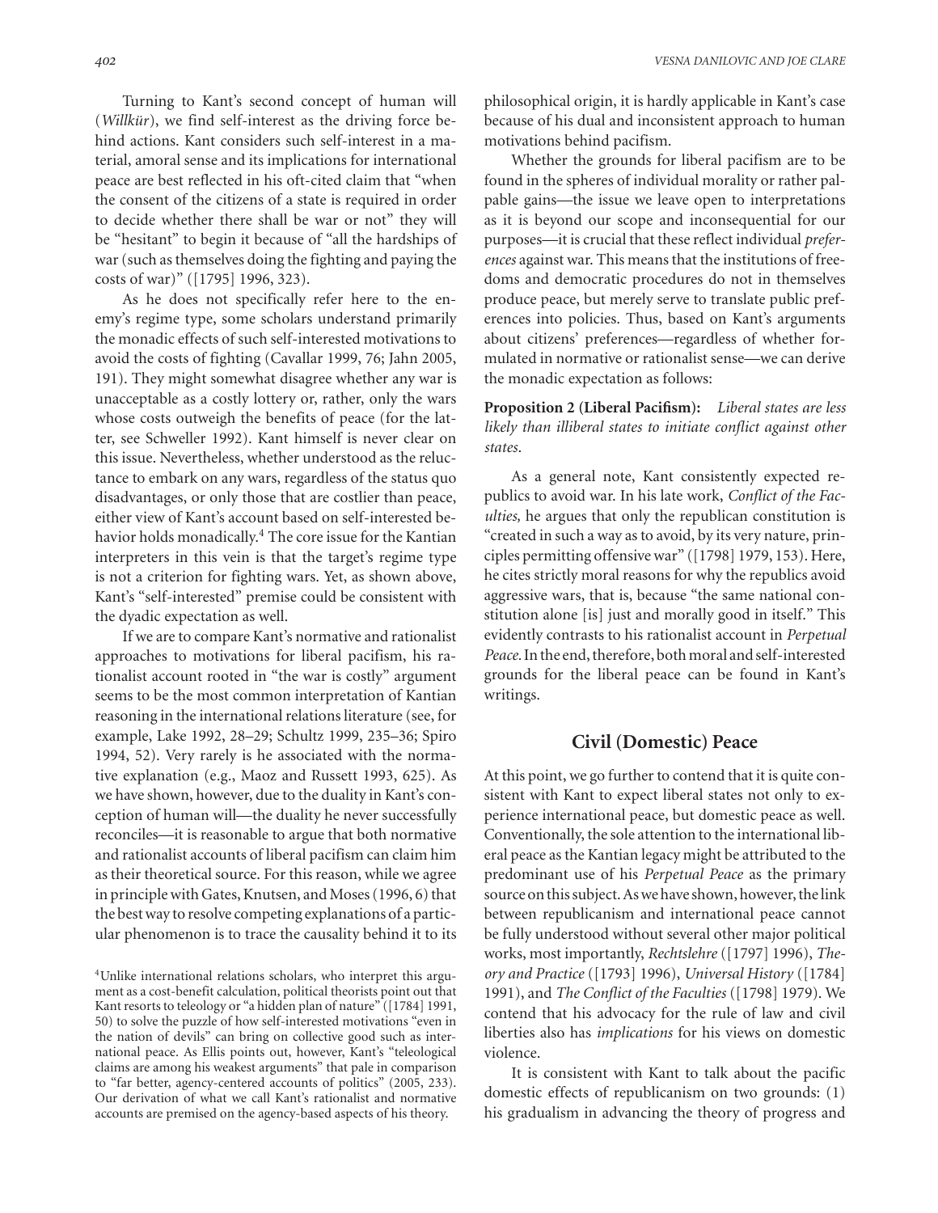Turning to Kant's second concept of human will (*Willkür*), we find self-interest as the driving force behind actions. Kant considers such self-interest in a material, amoral sense and its implications for international peace are best reflected in his oft-cited claim that "when the consent of the citizens of a state is required in order to decide whether there shall be war or not" they will be "hesitant" to begin it because of "all the hardships of war (such as themselves doing the fighting and paying the costs of war)" ([1795] 1996, 323).

As he does not specifically refer here to the enemy's regime type, some scholars understand primarily the monadic effects of such self-interested motivations to avoid the costs of fighting (Cavallar 1999, 76; Jahn 2005, 191). They might somewhat disagree whether any war is unacceptable as a costly lottery or, rather, only the wars whose costs outweigh the benefits of peace (for the latter, see Schweller 1992). Kant himself is never clear on this issue. Nevertheless, whether understood as the reluctance to embark on any wars, regardless of the status quo disadvantages, or only those that are costlier than peace, either view of Kant's account based on self-interested behavior holds monadically.[4] The core issue for the Kantian interpreters in this vein is that the target's regime type is not a criterion for fighting wars. Yet, as shown above, Kant's "self-interested" premise could be consistent with the dyadic expectation as well.

If we are to compare Kant's normative and rationalist approaches to motivations for liberal pacifism, his rationalist account rooted in "the war is costly" argument seems to be the most common interpretation of Kantian reasoning in the international relations literature (see, for example, Lake 1992, 28–29; Schultz 1999, 235–36; Spiro 1994, 52). Very rarely is he associated with the normative explanation (e.g., Maoz and Russett 1993, 625). As we have shown, however, due to the duality in Kant's conception of human will—the duality he never successfully reconciles—it is reasonable to argue that both normative and rationalist accounts of liberal pacifism can claim him as their theoretical source. For this reason, while we agree in principle with Gates, Knutsen, and Moses (1996, 6) that the best way to resolve competing explanations of a particular phenomenon is to trace the causality behind it to its philosophical origin, it is hardly applicable in Kant's case because of his dual and inconsistent approach to human motivations behind pacifism.

Whether the grounds for liberal pacifism are to be found in the spheres of individual morality or rather palpable gains—the issue we leave open to interpretations as it is beyond our scope and inconsequential for our purposes—it is crucial that these reflect individual *preferences* against war. This means that the institutions of freedoms and democratic procedures do not in themselves produce peace, but merely serve to translate public preferences into policies. Thus, based on Kant's arguments about citizens' preferences—regardless of whether formulated in normative or rationalist sense—we can derive the monadic expectation as follows:

**Proposition 2 (Liberal Pacifism):** *Liberal states are less likely than illiberal states to initiate conflict against other states.*

As a general note, Kant consistently expected republics to avoid war. In his late work, *Conflict of the Faculties,* he argues that only the republican constitution is "created in such a way as to avoid, by its very nature, principles permitting offensive war" ([1798] 1979, 153). Here, he cites strictly moral reasons for why the republics avoid aggressive wars, that is, because "the same national constitution alone [is] just and morally good in itself." This evidently contrasts to his rationalist account in *Perpetual Peace.* In the end, therefore, both moral and self-interested grounds for the liberal peace can be found in Kant's writings.

## Civil (Domestic) Peace

At this point, we go further to contend that it is quite consistent with Kant to expect liberal states not only to experience international peace, but domestic peace as well. Conventionally, the sole attention to the international liberal peace as the Kantian legacy might be attributed to the predominant use of his *Perpetual Peace* as the primary source on this subject. As we have shown, however, the link between republicanism and international peace cannot be fully understood without several other major political works, most importantly, *Rechtslehre* ([1797] 1996), *Theory and Practice* ([1793] 1996), *Universal History* ([1784] 1991), and *The Conflict of the Faculties* ([1798] 1979). We contend that his advocacy for the rule of law and civil liberties also has *implications* for his views on domestic violence.

It is consistent with Kant to talk about the pacific domestic effects of republicanism on two grounds: (1) his gradualism in advancing the theory of progress and

[4] Unlike international relations scholars, who interpret this argument as a cost-benefit calculation, political theorists point out that Kant resorts to teleology or "a hidden plan of nature" ([1784] 1991, 50) to solve the puzzle of how self-interested motivations "even in the nation of devils" can bring on collective good such as international peace. As Ellis points out, however, Kant's "teleological claims are among his weakest arguments" that pale in comparison to "far better, agency-centered accounts of politics" (2005, 233). Our derivation of what we call Kant's rationalist and normative accounts are premised on the agency-based aspects of his theory.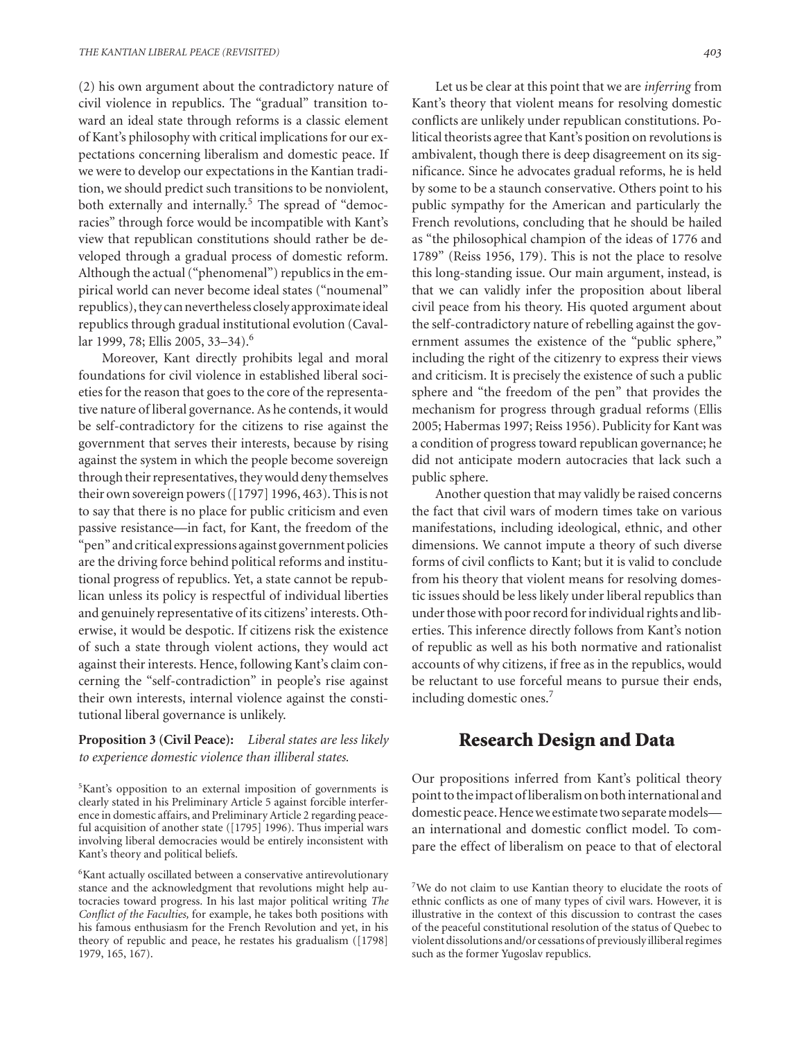(2) his own argument about the contradictory nature of civil violence in republics. The "gradual" transition toward an ideal state through reforms is a classic element of Kant's philosophy with critical implications for our expectations concerning liberalism and domestic peace. If we were to develop our expectations in the Kantian tradition, we should predict such transitions to be nonviolent, both externally and internally.[5] The spread of "democracies" through force would be incompatible with Kant's view that republican constitutions should rather be developed through a gradual process of domestic reform. Although the actual ("phenomenal") republics in the empirical world can never become ideal states ("noumenal" republics), they can nevertheless closely approximate ideal republics through gradual institutional evolution (Cavallar 1999, 78; Ellis 2005, 33–34).[6]

Moreover, Kant directly prohibits legal and moral foundations for civil violence in established liberal societies for the reason that goes to the core of the representative nature of liberal governance. As he contends, it would be self-contradictory for the citizens to rise against the government that serves their interests, because by rising against the system in which the people become sovereign through their representatives, they would deny themselves their own sovereign powers ([1797] 1996, 463). This is not to say that there is no place for public criticism and even passive resistance—in fact, for Kant, the freedom of the "pen" and critical expressions against government policies are the driving force behind political reforms and institutional progress of republics. Yet, a state cannot be republican unless its policy is respectful of individual liberties and genuinely representative of its citizens' interests. Otherwise, it would be despotic. If citizens risk the existence of such a state through violent actions, they would act against their interests. Hence, following Kant's claim concerning the "self-contradiction" in people's rise against their own interests, internal violence against the constitutional liberal governance is unlikely.

**Proposition 3 (Civil Peace):** *Liberal states are less likely to experience domestic violence than illiberal states.*

Let us be clear at this point that we are *inferring* from Kant's theory that violent means for resolving domestic conflicts are unlikely under republican constitutions. Political theorists agree that Kant's position on revolutions is ambivalent, though there is deep disagreement on its significance. Since he advocates gradual reforms, he is held by some to be a staunch conservative. Others point to his public sympathy for the American and particularly the French revolutions, concluding that he should be hailed as "the philosophical champion of the ideas of 1776 and 1789" (Reiss 1956, 179). This is not the place to resolve this long-standing issue. Our main argument, instead, is that we can validly infer the proposition about liberal civil peace from his theory. His quoted argument about the self-contradictory nature of rebelling against the government assumes the existence of the "public sphere," including the right of the citizenry to express their views and criticism. It is precisely the existence of such a public sphere and "the freedom of the pen" that provides the mechanism for progress through gradual reforms (Ellis 2005; Habermas 1997; Reiss 1956). Publicity for Kant was a condition of progress toward republican governance; he did not anticipate modern autocracies that lack such a public sphere.

Another question that may validly be raised concerns the fact that civil wars of modern times take on various manifestations, including ideological, ethnic, and other dimensions. We cannot impute a theory of such diverse forms of civil conflicts to Kant; but it is valid to conclude from his theory that violent means for resolving domestic issues should be less likely under liberal republics than under those with poor record for individual rights and liberties. This inference directly follows from Kant's notion of republic as well as his both normative and rationalist accounts of why citizens, if free as in the republics, would be reluctant to use forceful means to pursue their ends, including domestic ones.[7]

## Research Design and Data

Our propositions inferred from Kant's political theory point to the impact of liberalism on both international and domestic peace. Hence we estimate two separate models—an international and domestic conflict model. To compare the effect of liberalism on peace to that of electoral

[5] Kant's opposition to an external imposition of governments is clearly stated in his Preliminary Article 5 against forcible interference in domestic affairs, and Preliminary Article 2 regarding peaceful acquisition of another state ([1795] 1996). Thus imperial wars involving liberal democracies would be entirely inconsistent with Kant's theory and political beliefs.

[6] Kant actually oscillated between a conservative antirevolutionary stance and the acknowledgment that revolutions might help autocracies toward progress. In his last major political writing *The Conflict of the Faculties,* for example, he takes both positions with his famous enthusiasm for the French Revolution and yet, in his theory of republic and peace, he restates his gradualism ([1798] 1979, 165, 167).

[7] We do not claim to use Kantian theory to elucidate the roots of ethnic conflicts as one of many types of civil wars. However, it is illustrative in the context of this discussion to contrast the cases of the peaceful constitutional resolution of the status of Quebec to violent dissolutions and/or cessations of previously illiberal regimes such as the former Yugoslav republics.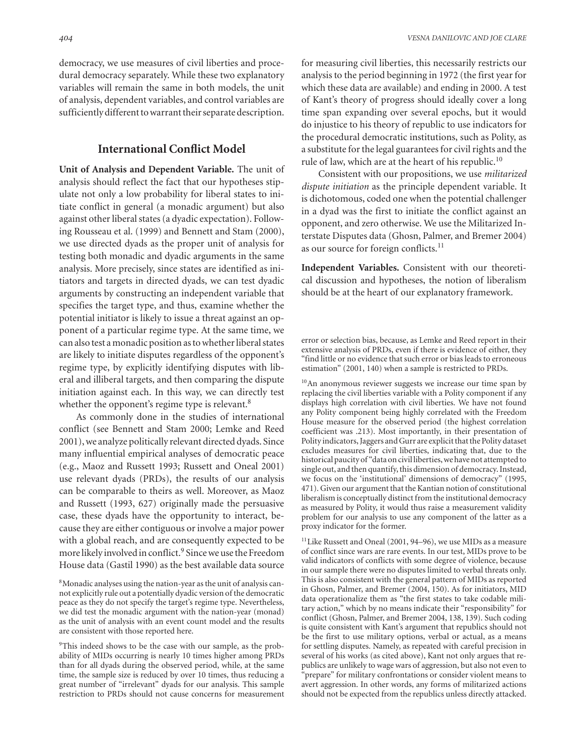democracy, we use measures of civil liberties and procedural democracy separately. While these two explanatory variables will remain the same in both models, the unit of analysis, dependent variables, and control variables are sufficiently different to warrant their separate description.

## International Conflict Model

**Unit of Analysis and Dependent Variable.** The unit of analysis should reflect the fact that our hypotheses stipulate not only a low probability for liberal states to initiate conflict in general (a monadic argument) but also against other liberal states (a dyadic expectation). Following Rousseau et al. (1999) and Bennett and Stam (2000), we use directed dyads as the proper unit of analysis for testing both monadic and dyadic arguments in the same analysis. More precisely, since states are identified as initiators and targets in directed dyads, we can test dyadic arguments by constructing an independent variable that specifies the target type, and thus, examine whether the potential initiator is likely to issue a threat against an opponent of a particular regime type. At the same time, we can also test a monadic position as to whether liberal states are likely to initiate disputes regardless of the opponent's regime type, by explicitly identifying disputes with liberal and illiberal targets, and then comparing the dispute initiation against each. In this way, we can directly test whether the opponent's regime type is relevant.[8]

As commonly done in the studies of international conflict (see Bennett and Stam 2000; Lemke and Reed 2001), we analyze politically relevant directed dyads. Since many influential empirical analyses of democratic peace (e.g., Maoz and Russett 1993; Russett and Oneal 2001) use relevant dyads (PRDs), the results of our analysis can be comparable to theirs as well. Moreover, as Maoz and Russett (1993, 627) originally made the persuasive case, these dyads have the opportunity to interact, because they are either contiguous or involve a major power with a global reach, and are consequently expected to be more likely involved in conflict.[9] Since we use the Freedom House data (Gastil 1990) as the best available data source for measuring civil liberties, this necessarily restricts our analysis to the period beginning in 1972 (the first year for which these data are available) and ending in 2000. A test of Kant's theory of progress should ideally cover a long time span expanding over several epochs, but it would do injustice to his theory of republic to use indicators for the procedural democratic institutions, such as Polity, as a substitute for the legal guarantees for civil rights and the rule of law, which are at the heart of his republic.[10]

Consistent with our propositions, we use *militarized dispute initiation* as the principle dependent variable. It is dichotomous, coded one when the potential challenger in a dyad was the first to initiate the conflict against an opponent, and zero otherwise. We use the Militarized Interstate Disputes data (Ghosn, Palmer, and Bremer 2004) as our source for foreign conflicts.[11]

**Independent Variables.** Consistent with our theoretical discussion and hypotheses, the notion of liberalism should be at the heart of our explanatory framework.

[8] Monadic analyses using the nation-year as the unit of analysis cannot explicitly rule out a potentially dyadic version of the democratic peace as they do not specify the target's regime type. Nevertheless, we did test the monadic argument with the nation-year (monad) as the unit of analysis with an event count model and the results are consistent with those reported here.

[9] This indeed shows to be the case with our sample, as the probability of MIDs occurring is nearly 10 times higher among PRDs than for all dyads during the observed period, while, at the same time, the sample size is reduced by over 10 times, thus reducing a great number of "irrelevant" dyads for our analysis. This sample restriction to PRDs should not cause concerns for measurement error or selection bias, because, as Lemke and Reed report in their extensive analysis of PRDs, even if there is evidence of either, they "find little or no evidence that such error or bias leads to erroneous estimation" (2001, 140) when a sample is restricted to PRDs.

[10] An anonymous reviewer suggests we increase our time span by replacing the civil liberties variable with a Polity component if any displays high correlation with civil liberties. We have not found any Polity component being highly correlated with the Freedom House measure for the observed period (the highest correlation coefficient was .213). Most importantly, in their presentation of Polity indicators, Jaggers and Gurr are explicit that the Polity dataset excludes measures for civil liberties, indicating that, due to the historical paucity of "data on civil liberties, we have not attempted to single out, and then quantify, this dimension of democracy. Instead, we focus on the 'institutional' dimensions of democracy" (1995, 471). Given our argument that the Kantian notion of constitutional liberalism is conceptually distinct from the institutional democracy as measured by Polity, it would thus raise a measurement validity problem for our analysis to use any component of the latter as a proxy indicator for the former.

[11] Like Russett and Oneal (2001, 94–96), we use MIDs as a measure of conflict since wars are rare events. In our test, MIDs prove to be valid indicators of conflicts with some degree of violence, because in our sample there were no disputes limited to verbal threats only. This is also consistent with the general pattern of MIDs as reported in Ghosn, Palmer, and Bremer (2004, 150). As for initiators, MID data operationalize them as "the first states to take codable military action," which by no means indicate their "responsibility" for conflict (Ghosn, Palmer, and Bremer 2004, 138, 139). Such coding is quite consistent with Kant's argument that republics should not be the first to use military options, verbal or actual, as a means for settling disputes. Namely, as repeated with careful precision in several of his works (as cited above), Kant not only argues that republics are unlikely to wage wars of aggression, but also not even to "prepare" for military confrontations or consider violent means to avert aggression. In other words, any forms of militarized actions should not be expected from the republics unless directly attacked.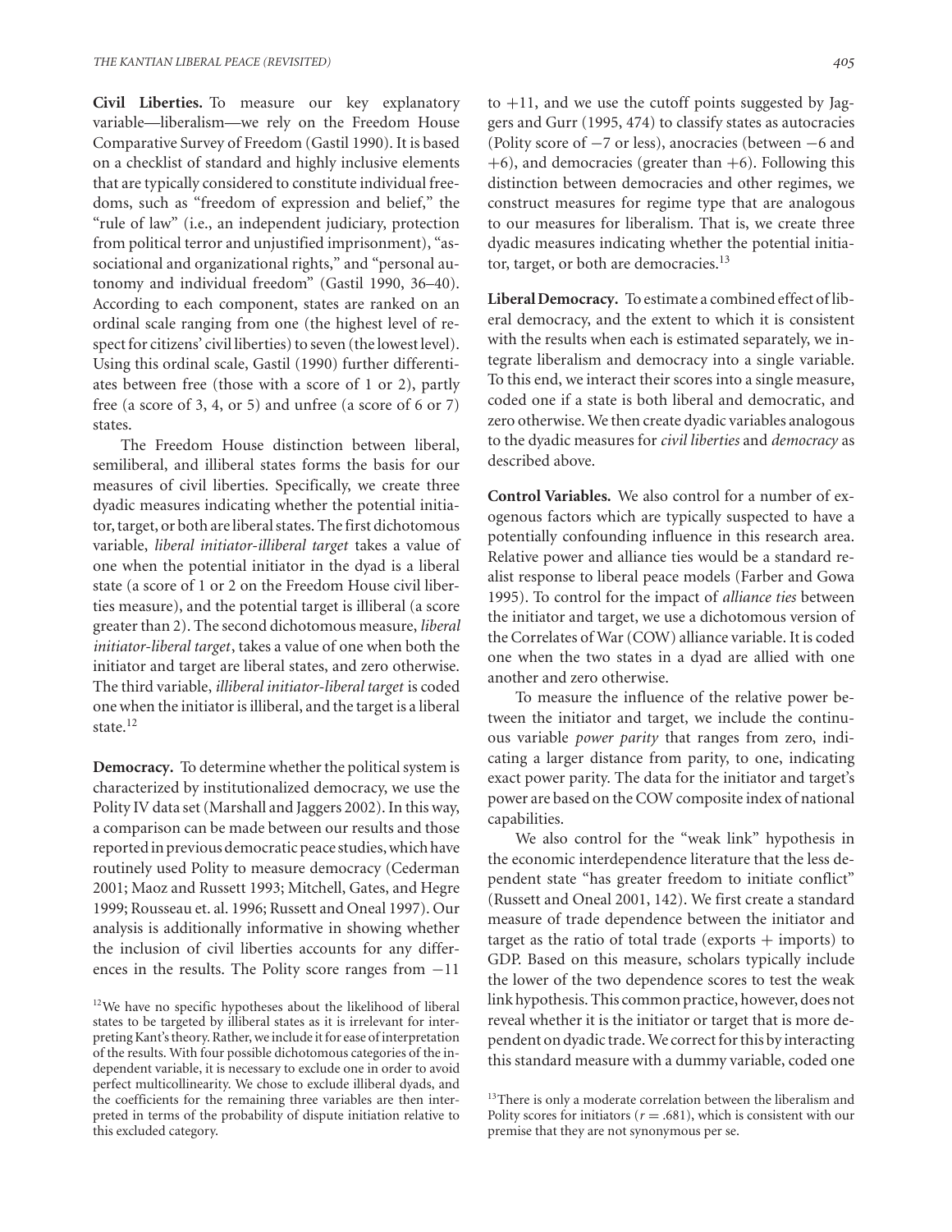**Civil Liberties.** To measure our key explanatory variable—liberalism—we rely on the Freedom House Comparative Survey of Freedom (Gastil 1990). It is based on a checklist of standard and highly inclusive elements that are typically considered to constitute individual freedoms, such as "freedom of expression and belief," the "rule of law" (i.e., an independent judiciary, protection from political terror and unjustified imprisonment), "associational and organizational rights," and "personal autonomy and individual freedom" (Gastil 1990, 36–40). According to each component, states are ranked on an ordinal scale ranging from one (the highest level of respect for citizens' civil liberties) to seven (the lowest level). Using this ordinal scale, Gastil (1990) further differentiates between free (those with a score of 1 or 2), partly free (a score of 3, 4, or 5) and unfree (a score of 6 or 7) states.

The Freedom House distinction between liberal, semiliberal, and illiberal states forms the basis for our measures of civil liberties. Specifically, we create three dyadic measures indicating whether the potential initiator, target, or both are liberal states. The first dichotomous variable, *liberal initiator-illiberal target* takes a value of one when the potential initiator in the dyad is a liberal state (a score of 1 or 2 on the Freedom House civil liberties measure), and the potential target is illiberal (a score greater than 2). The second dichotomous measure, *liberal initiator-liberal target*, takes a value of one when both the initiator and target are liberal states, and zero otherwise. The third variable, *illiberal initiator-liberal target* is coded one when the initiator is illiberal, and the target is a liberal state.[12]

**Democracy.** To determine whether the political system is characterized by institutionalized democracy, we use the Polity IV data set (Marshall and Jaggers 2002). In this way, a comparison can be made between our results and those reported in previous democratic peace studies, which have routinely used Polity to measure democracy (Cederman 2001; Maoz and Russett 1993; Mitchell, Gates, and Hegre 1999; Rousseau et. al. 1996; Russett and Oneal 1997). Our analysis is additionally informative in showing whether the inclusion of civil liberties accounts for any differences in the results. The Polity score ranges from −11 to +11, and we use the cutoff points suggested by Jaggers and Gurr (1995, 474) to classify states as autocracies (Polity score of −7 or less), anocracies (between −6 and +6), and democracies (greater than +6). Following this distinction between democracies and other regimes, we construct measures for regime type that are analogous to our measures for liberalism. That is, we create three dyadic measures indicating whether the potential initiator, target, or both are democracies.[13]

**Liberal Democracy.** To estimate a combined effect of liberal democracy, and the extent to which it is consistent with the results when each is estimated separately, we integrate liberalism and democracy into a single variable. To this end, we interact their scores into a single measure, coded one if a state is both liberal and democratic, and zero otherwise. We then create dyadic variables analogous to the dyadic measures for *civil liberties* and *democracy* as described above.

**Control Variables.** We also control for a number of exogenous factors which are typically suspected to have a potentially confounding influence in this research area. Relative power and alliance ties would be a standard realist response to liberal peace models (Farber and Gowa 1995). To control for the impact of *alliance ties* between the initiator and target, we use a dichotomous version of the Correlates of War (COW) alliance variable. It is coded one when the two states in a dyad are allied with one another and zero otherwise.

To measure the influence of the relative power between the initiator and target, we include the continuous variable *power parity* that ranges from zero, indicating a larger distance from parity, to one, indicating exact power parity. The data for the initiator and target's power are based on the COW composite index of national capabilities.

We also control for the "weak link" hypothesis in the economic interdependence literature that the less dependent state "has greater freedom to initiate conflict" (Russett and Oneal 2001, 142). We first create a standard measure of trade dependence between the initiator and target as the ratio of total trade (exports + imports) to GDP. Based on this measure, scholars typically include the lower of the two dependence scores to test the weak link hypothesis. This common practice, however, does not reveal whether it is the initiator or target that is more dependent on dyadic trade. We correct for this by interacting this standard measure with a dummy variable, coded one

[12]We have no specific hypotheses about the likelihood of liberal states to be targeted by illiberal states as it is irrelevant for interpreting Kant's theory. Rather, we include it for ease of interpretation of the results. With four possible dichotomous categories of the independent variable, it is necessary to exclude one in order to avoid perfect multicollinearity. We chose to exclude illiberal dyads, and the coefficients for the remaining three variables are then interpreted in terms of the probability of dispute initiation relative to this excluded category.

[13]There is only a moderate correlation between the liberalism and Polity scores for initiators ($r = .681$), which is consistent with our premise that they are not synonymous per se.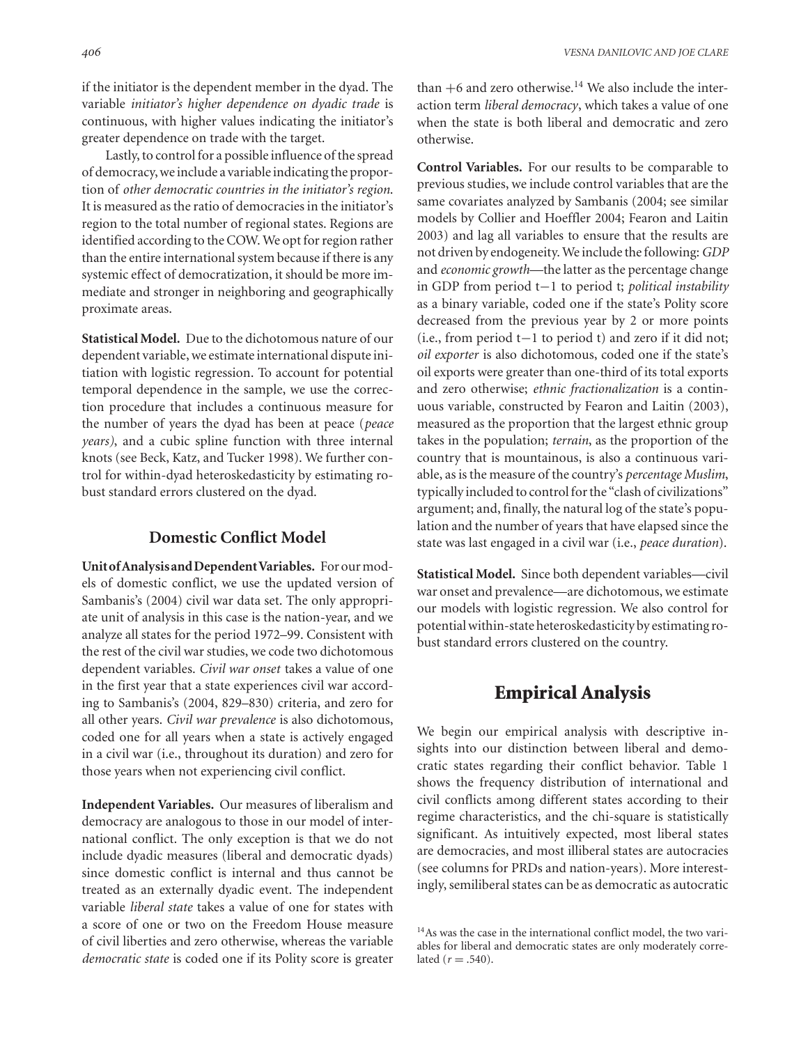if the initiator is the dependent member in the dyad. The variable *initiator's higher dependence on dyadic trade* is continuous, with higher values indicating the initiator's greater dependence on trade with the target.

Lastly, to control for a possible influence of the spread of democracy, we include a variable indicating the proportion of *other democratic countries in the initiator's region*. It is measured as the ratio of democracies in the initiator's region to the total number of regional states. Regions are identified according to the COW. We opt for region rather than the entire international system because if there is any systemic effect of democratization, it should be more immediate and stronger in neighboring and geographically proximate areas.

**Statistical Model.** Due to the dichotomous nature of our dependent variable, we estimate international dispute initiation with logistic regression. To account for potential temporal dependence in the sample, we use the correction procedure that includes a continuous measure for the number of years the dyad has been at peace (*peace years*), and a cubic spline function with three internal knots (see Beck, Katz, and Tucker 1998). We further control for within-dyad heteroskedasticity by estimating robust standard errors clustered on the dyad.

## Domestic Conflict Model

**Unit of Analysis and Dependent Variables.** For our models of domestic conflict, we use the updated version of Sambanis's (2004) civil war data set. The only appropriate unit of analysis in this case is the nation-year, and we analyze all states for the period 1972–99. Consistent with the rest of the civil war studies, we code two dichotomous dependent variables. *Civil war onset* takes a value of one in the first year that a state experiences civil war according to Sambanis's (2004, 829–830) criteria, and zero for all other years. *Civil war prevalence* is also dichotomous, coded one for all years when a state is actively engaged in a civil war (i.e., throughout its duration) and zero for those years when not experiencing civil conflict.

**Independent Variables.** Our measures of liberalism and democracy are analogous to those in our model of international conflict. The only exception is that we do not include dyadic measures (liberal and democratic dyads) since domestic conflict is internal and thus cannot be treated as an externally dyadic event. The independent variable *liberal state* takes a value of one for states with a score of one or two on the Freedom House measure of civil liberties and zero otherwise, whereas the variable *democratic state* is coded one if its Polity score is greater than +6 and zero otherwise.[14] We also include the interaction term *liberal democracy*, which takes a value of one when the state is both liberal and democratic and zero otherwise.

**Control Variables.** For our results to be comparable to previous studies, we include control variables that are the same covariates analyzed by Sambanis (2004; see similar models by Collier and Hoeffler 2004; Fearon and Laitin 2003) and lag all variables to ensure that the results are not driven by endogeneity. We include the following: *GDP* and *economic growth*—the latter as the percentage change in GDP from period $t-1$ to period $t$; *political instability* as a binary variable, coded one if the state's Polity score decreased from the previous year by 2 or more points (i.e., from period $t-1$ to period $t$) and zero if it did not; *oil exporter* is also dichotomous, coded one if the state's oil exports were greater than one-third of its total exports and zero otherwise; *ethnic fractionalization* is a continuous variable, constructed by Fearon and Laitin (2003), measured as the proportion that the largest ethnic group takes in the population; *terrain*, as the proportion of the country that is mountainous, is also a continuous variable, as is the measure of the country's *percentage Muslim*, typically included to control for the "clash of civilizations" argument; and, finally, the natural log of the state's population and the number of years that have elapsed since the state was last engaged in a civil war (i.e., *peace duration*).

**Statistical Model.** Since both dependent variables—civil war onset and prevalence—are dichotomous, we estimate our models with logistic regression. We also control for potential within-state heteroskedasticity by estimating robust standard errors clustered on the country.

# Empirical Analysis

We begin our empirical analysis with descriptive insights into our distinction between liberal and democratic states regarding their conflict behavior. Table 1 shows the frequency distribution of international and civil conflicts among different states according to their regime characteristics, and the chi-square is statistically significant. As intuitively expected, most liberal states are democracies, and most illiberal states are autocracies (see columns for PRDs and nation-years). More interestingly, semiliberal states can be as democratic as autocratic

[14] As was the case in the international conflict model, the two variables for liberal and democratic states are only moderately correlated ($r = .540$).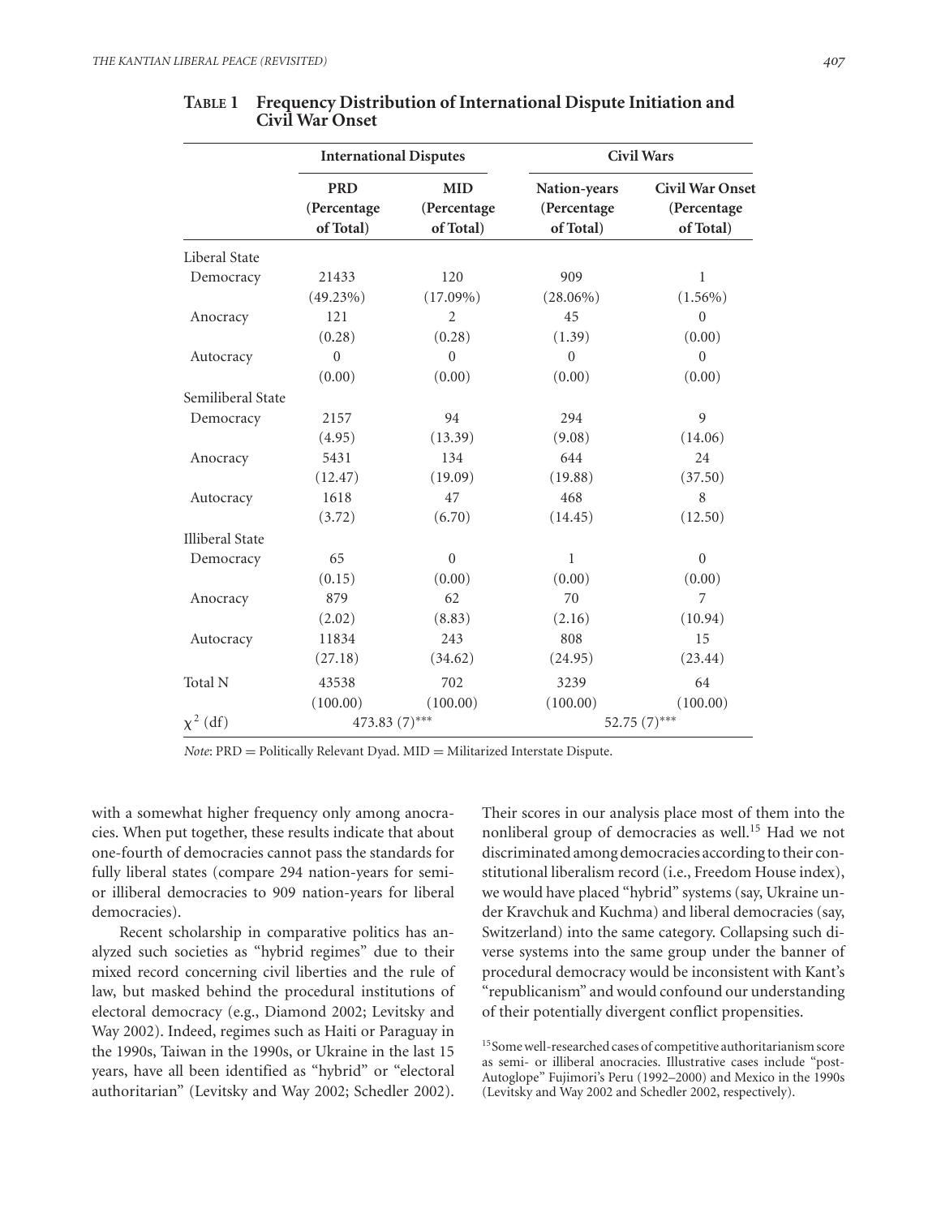**Table 1 Frequency Distribution of International Dispute Initiation and Civil War Onset**

| | International Disputes | | Civil Wars | |
|---|---|---|---|---|
| | PRD (Percentage of Total) | MID (Percentage of Total) | Nation-years (Percentage of Total) | Civil War Onset (Percentage of Total) |
| Liberal State | | | | |
| Democracy | 21433 | 120 | 909 | 1 |
| | (49.23%) | (17.09%) | (28.06%) | (1.56%) |
| Anocracy | 121 | 2 | 45 | 0 |
| | (0.28) | (0.28) | (1.39) | (0.00) |
| Autocracy | 0 | 0 | 0 | 0 |
| | (0.00) | (0.00) | (0.00) | (0.00) |
| Semiliberal State | | | | |
| Democracy | 2157 | 94 | 294 | 9 |
| | (4.95) | (13.39) | (9.08) | (14.06) |
| Anocracy | 5431 | 134 | 644 | 24 |
| | (12.47) | (19.09) | (19.88) | (37.50) |
| Autocracy | 1618 | 47 | 468 | 8 |
| | (3.72) | (6.70) | (14.45) | (12.50) |
| Illiberal State | | | | |
| Democracy | 65 | 0 | 1 | 0 |
| | (0.15) | (0.00) | (0.00) | (0.00) |
| Anocracy | 879 | 62 | 70 | 7 |
| | (2.02) | (8.83) | (2.16) | (10.94) |
| Autocracy | 11834 | 243 | 808 | 15 |
| | (27.18) | (34.62) | (24.95) | (23.44) |
| Total N | 43538 | 702 | 3239 | 64 |
| | (100.00) | (100.00) | (100.00) | (100.00) |
| $\chi^2$ (df) | 473.83 (7)*** | | 52.75 (7)*** | |

*Note*: PRD = Politically Relevant Dyad. MID = Militarized Interstate Dispute.

with a somewhat higher frequency only among anocracies. When put together, these results indicate that about one-fourth of democracies cannot pass the standards for fully liberal states (compare 294 nation-years for semi- or illiberal democracies to 909 nation-years for liberal democracies).

Recent scholarship in comparative politics has analyzed such societies as "hybrid regimes" due to their mixed record concerning civil liberties and the rule of law, but masked behind the procedural institutions of electoral democracy (e.g., Diamond 2002; Levitsky and Way 2002). Indeed, regimes such as Haiti or Paraguay in the 1990s, Taiwan in the 1990s, or Ukraine in the last 15 years, have all been identified as "hybrid" or "electoral authoritarian" (Levitsky and Way 2002; Schedler 2002). Their scores in our analysis place most of them into the nonliberal group of democracies as well.[15] Had we not discriminated among democracies according to their constitutional liberalism record (i.e., Freedom House index), we would have placed "hybrid" systems (say, Ukraine under Kravchuk and Kuchma) and liberal democracies (say, Switzerland) into the same category. Collapsing such diverse systems into the same group under the banner of procedural democracy would be inconsistent with Kant's "republicanism" and would confound our understanding of their potentially divergent conflict propensities.

[15] Some well-researched cases of competitive authoritarianism score as semi- or illiberal anocracies. Illustrative cases include "post-Autoglope" Fujimori's Peru (1992–2000) and Mexico in the 1990s (Levitsky and Way 2002 and Schedler 2002, respectively).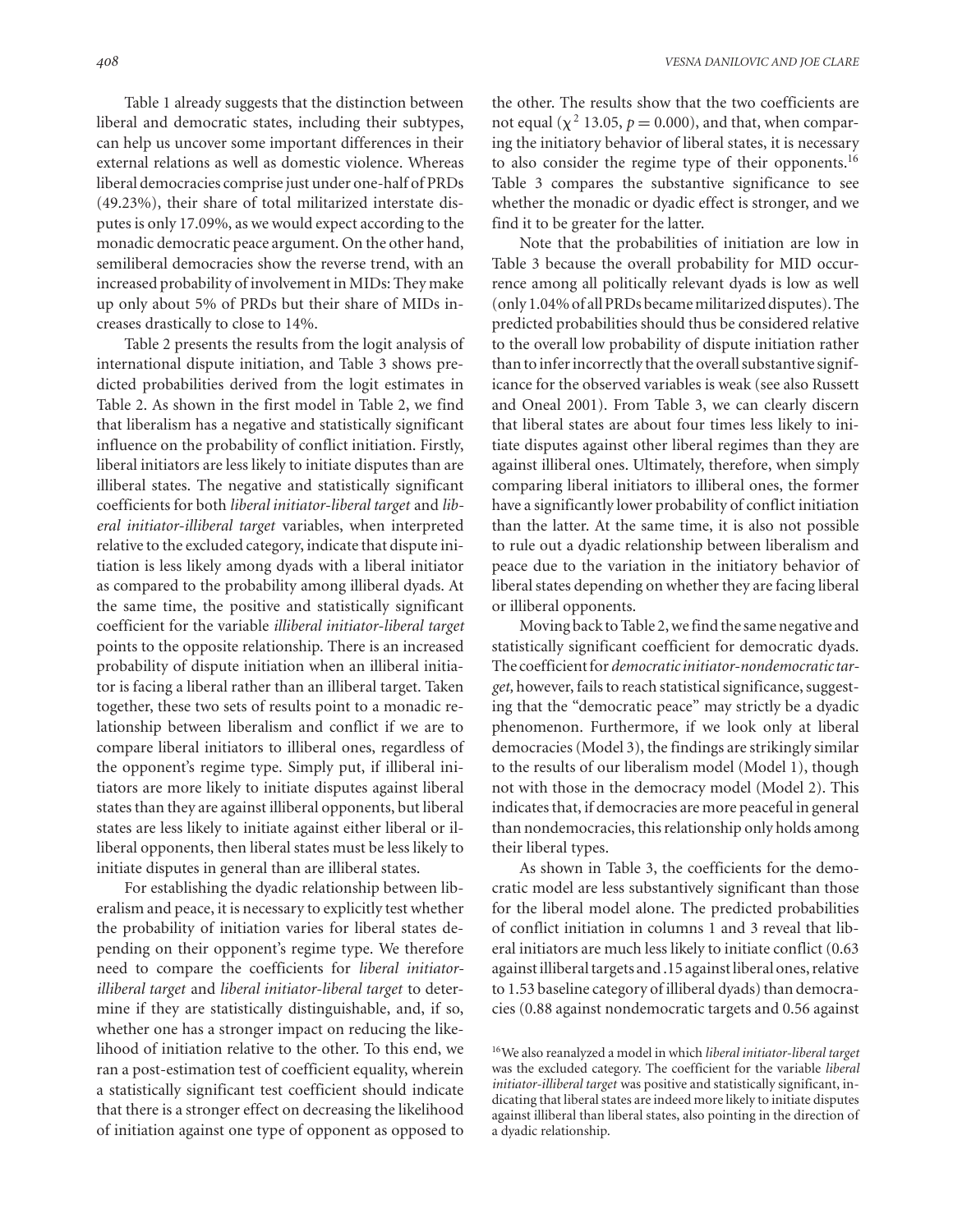Table 1 already suggests that the distinction between liberal and democratic states, including their subtypes, can help us uncover some important differences in their external relations as well as domestic violence. Whereas liberal democracies comprise just under one-half of PRDs (49.23%), their share of total militarized interstate disputes is only 17.09%, as we would expect according to the monadic democratic peace argument. On the other hand, semiliberal democracies show the reverse trend, with an increased probability of involvement in MIDs: They make up only about 5% of PRDs but their share of MIDs increases drastically to close to 14%.

Table 2 presents the results from the logit analysis of international dispute initiation, and Table 3 shows predicted probabilities derived from the logit estimates in Table 2. As shown in the first model in Table 2, we find that liberalism has a negative and statistically significant influence on the probability of conflict initiation. Firstly, liberal initiators are less likely to initiate disputes than are illiberal states. The negative and statistically significant coefficients for both *liberal initiator-liberal target* and *liberal initiator-illiberal target* variables, when interpreted relative to the excluded category, indicate that dispute initiation is less likely among dyads with a liberal initiator as compared to the probability among illiberal dyads. At the same time, the positive and statistically significant coefficient for the variable *illiberal initiator-liberal target* points to the opposite relationship. There is an increased probability of dispute initiation when an illiberal initiator is facing a liberal rather than an illiberal target. Taken together, these two sets of results point to a monadic relationship between liberalism and conflict if we are to compare liberal initiators to illiberal ones, regardless of the opponent's regime type. Simply put, if illiberal initiators are more likely to initiate disputes against liberal states than they are against illiberal opponents, but liberal states are less likely to initiate against either liberal or illiberal opponents, then liberal states must be less likely to initiate disputes in general than are illiberal states.

For establishing the dyadic relationship between liberalism and peace, it is necessary to explicitly test whether the probability of initiation varies for liberal states depending on their opponent's regime type. We therefore need to compare the coefficients for *liberal initiator-illiberal target* and *liberal initiator-liberal target* to determine if they are statistically distinguishable, and, if so, whether one has a stronger impact on reducing the likelihood of initiation relative to the other. To this end, we ran a post-estimation test of coefficient equality, wherein a statistically significant test coefficient should indicate that there is a stronger effect on decreasing the likelihood of initiation against one type of opponent as opposed to the other. The results show that the two coefficients are not equal ($\chi^2$ 13.05, $p = 0.000$), and that, when comparing the initiatory behavior of liberal states, it is necessary to also consider the regime type of their opponents.[16] Table 3 compares the substantive significance to see whether the monadic or dyadic effect is stronger, and we find it to be greater for the latter.

Note that the probabilities of initiation are low in Table 3 because the overall probability for MID occurrence among all politically relevant dyads is low as well (only 1.04% of all PRDs became militarized disputes). The predicted probabilities should thus be considered relative to the overall low probability of dispute initiation rather than to infer incorrectly that the overall substantive significance for the observed variables is weak (see also Russett and Oneal 2001). From Table 3, we can clearly discern that liberal states are about four times less likely to initiate disputes against other liberal regimes than they are against illiberal ones. Ultimately, therefore, when simply comparing liberal initiators to illiberal ones, the former have a significantly lower probability of conflict initiation than the latter. At the same time, it is also not possible to rule out a dyadic relationship between liberalism and peace due to the variation in the initiatory behavior of liberal states depending on whether they are facing liberal or illiberal opponents.

Moving back to Table 2, we find the same negative and statistically significant coefficient for democratic dyads. The coefficient for *democratic initiator-nondemocratic target,* however, fails to reach statistical significance, suggesting that the "democratic peace" may strictly be a dyadic phenomenon. Furthermore, if we look only at liberal democracies (Model 3), the findings are strikingly similar to the results of our liberalism model (Model 1), though not with those in the democracy model (Model 2). This indicates that, if democracies are more peaceful in general than nondemocracies, this relationship only holds among their liberal types.

As shown in Table 3, the coefficients for the democratic model are less substantively significant than those for the liberal model alone. The predicted probabilities of conflict initiation in columns 1 and 3 reveal that liberal initiators are much less likely to initiate conflict (0.63 against illiberal targets and .15 against liberal ones, relative to 1.53 baseline category of illiberal dyads) than democracies (0.88 against nondemocratic targets and 0.56 against

[16] We also reanalyzed a model in which *liberal initiator-liberal target* was the excluded category. The coefficient for the variable *liberal initiator-illiberal target* was positive and statistically significant, indicating that liberal states are indeed more likely to initiate disputes against illiberal than liberal states, also pointing in the direction of a dyadic relationship.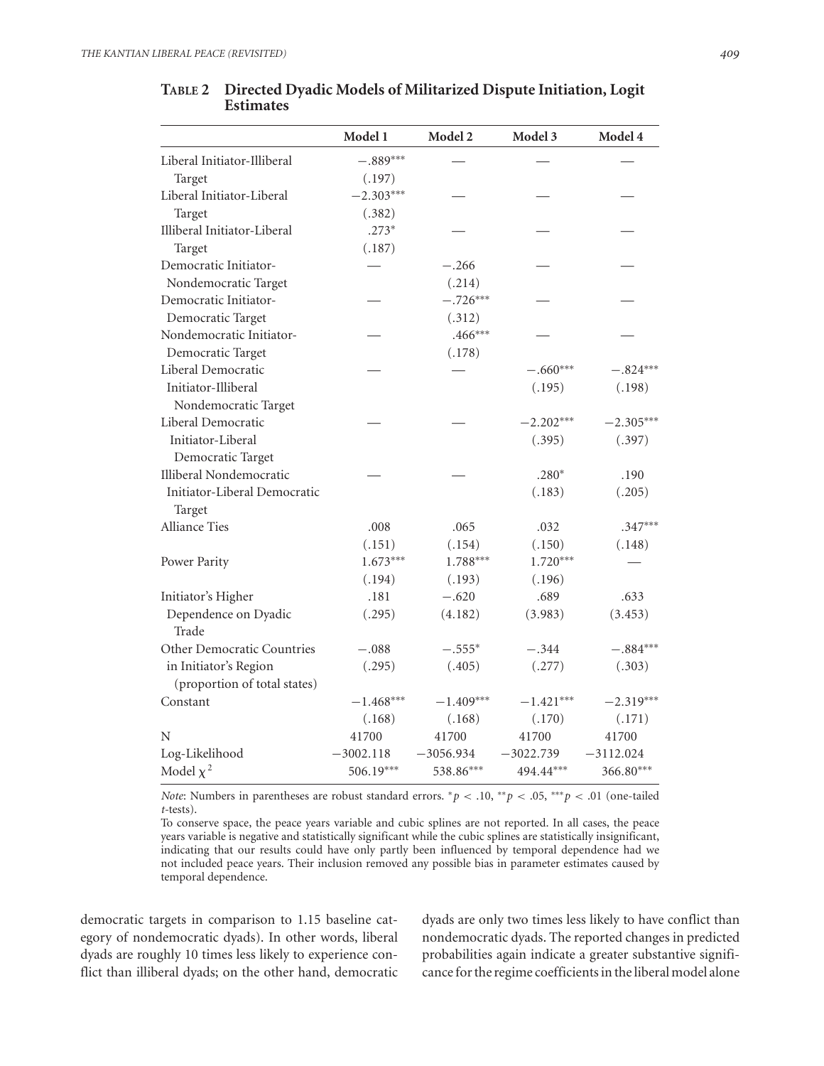**TABLE 2 Directed Dyadic Models of Militarized Dispute Initiation, Logit Estimates**

| | Model 1 | Model 2 | Model 3 | Model 4 |
|---|---|---|---|---|
| Liberal Initiator-Illiberal Target | −.889*** | — | — | — |
| | (.197) | | | |
| Liberal Initiator-Liberal Target | −2.303*** | — | — | — |
| | (.382) | | | |
| Illiberal Initiator-Liberal Target | .273* | — | — | — |
| | (.187) | | | |
| Democratic Initiator-Nondemocratic Target | — | −.266 | — | — |
| | | (.214) | | |
| Democratic Initiator-Democratic Target | — | −.726*** | — | — |
| | | (.312) | | |
| Nondemocratic Initiator-Democratic Target | — | .466*** | — | — |
| | | (.178) | | |
| Liberal Democratic Initiator-Illiberal Nondemocratic Target | — | — | −.660*** | −.824*** |
| | | | (.195) | (.198) |
| Liberal Democratic Initiator-Liberal Democratic Target | — | — | −2.202*** | −2.305*** |
| | | | (.395) | (.397) |
| Illiberal Nondemocratic Initiator-Liberal Democratic Target | — | — | .280* | .190 |
| | | | (.183) | (.205) |
| Alliance Ties | .008 | .065 | .032 | .347*** |
| | (.151) | (.154) | (.150) | (.148) |
| Power Parity | 1.673*** | 1.788*** | 1.720*** | — |
| | (.194) | (.193) | (.196) | |
| Initiator's Higher Dependence on Dyadic Trade | .181 | −.620 | .689 | .633 |
| | (.295) | (4.182) | (3.983) | (3.453) |
| Other Democratic Countries in Initiator's Region (proportion of total states) | −.088 | −.555* | −.344 | −.884*** |
| | (.295) | (.405) | (.277) | (.303) |
| Constant | −1.468*** | −1.409*** | −1.421*** | −2.319*** |
| | (.168) | (.168) | (.170) | (.171) |
| N | 41700 | 41700 | 41700 | 41700 |
| Log-Likelihood | −3002.118 | −3056.934 | −3022.739 | −3112.024 |
| Model $\chi^2$ | 506.19*** | 538.86*** | 494.44*** | 366.80*** |

*Note*: Numbers in parentheses are robust standard errors. $^{*}p < .10$, $^{**}p < .05$, $^{***}p < .01$ (one-tailed *t*-tests).

To conserve space, the peace years variable and cubic splines are not reported. In all cases, the peace years variable is negative and statistically significant while the cubic splines are statistically insignificant, indicating that our results could have only partly been influenced by temporal dependence had we not included peace years. Their inclusion removed any possible bias in parameter estimates caused by temporal dependence.

democratic targets in comparison to 1.15 baseline category of nondemocratic dyads). In other words, liberal dyads are roughly 10 times less likely to experience conflict than illiberal dyads; on the other hand, democratic dyads are only two times less likely to have conflict than nondemocratic dyads. The reported changes in predicted probabilities again indicate a greater substantive significance for the regime coefficients in the liberal model alone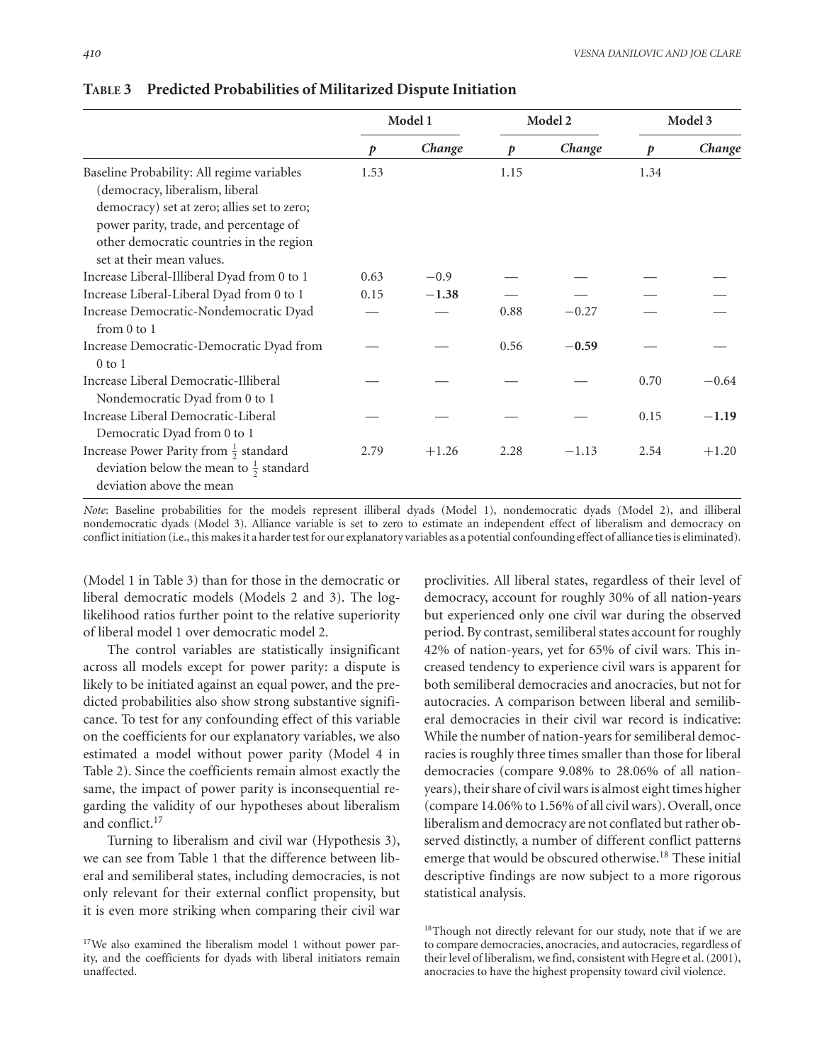**TABLE 3 Predicted Probabilities of Militarized Dispute Initiation**

| | Model 1 | | Model 2 | | Model 3 | |
|---|---|---|---|---|---|---|
| | *p* | *Change* | *p* | *Change* | *p* | *Change* |
| Baseline Probability: All regime variables (democracy, liberalism, liberal democracy) set at zero; allies set to zero; power parity, trade, and percentage of other democratic countries in the region set at their mean values. | 1.53 | | 1.15 | | 1.34 | |
| Increase Liberal-Illiberal Dyad from 0 to 1 | 0.63 | −0.9 | — | — | — | — |
| Increase Liberal-Liberal Dyad from 0 to 1 | 0.15 | **−1.38** | — | — | — | — |
| Increase Democratic-Nondemocratic Dyad from 0 to 1 | — | — | 0.88 | −0.27 | — | — |
| Increase Democratic-Democratic Dyad from 0 to 1 | — | — | 0.56 | **−0.59** | — | — |
| Increase Liberal Democratic-Illiberal Nondemocratic Dyad from 0 to 1 | — | — | — | — | 0.70 | −0.64 |
| Increase Liberal Democratic-Liberal Democratic Dyad from 0 to 1 | — | — | — | — | 0.15 | **−1.19** |
| Increase Power Parity from $\frac{1}{2}$ standard deviation below the mean to $\frac{1}{2}$ standard deviation above the mean | 2.79 | +1.26 | 2.28 | −1.13 | 2.54 | +1.20 |

*Note*: Baseline probabilities for the models represent illiberal dyads (Model 1), nondemocratic dyads (Model 2), and illiberal nondemocratic dyads (Model 3). Alliance variable is set to zero to estimate an independent effect of liberalism and democracy on conflict initiation (i.e., this makes it a harder test for our explanatory variables as a potential confounding effect of alliance ties is eliminated).

(Model 1 in Table 3) than for those in the democratic or liberal democratic models (Models 2 and 3). The log-likelihood ratios further point to the relative superiority of liberal model 1 over democratic model 2.

The control variables are statistically insignificant across all models except for power parity: a dispute is likely to be initiated against an equal power, and the predicted probabilities also show strong substantive significance. To test for any confounding effect of this variable on the coefficients for our explanatory variables, we also estimated a model without power parity (Model 4 in Table 2). Since the coefficients remain almost exactly the same, the impact of power parity is inconsequential regarding the validity of our hypotheses about liberalism and conflict.[17]

Turning to liberalism and civil war (Hypothesis 3), we can see from Table 1 that the difference between liberal and semiliberal states, including democracies, is not only relevant for their external conflict propensity, but it is even more striking when comparing their civil war proclivities. All liberal states, regardless of their level of democracy, account for roughly 30% of all nation-years but experienced only one civil war during the observed period. By contrast, semiliberal states account for roughly 42% of nation-years, yet for 65% of civil wars. This increased tendency to experience civil wars is apparent for both semiliberal democracies and anocracies, but not for autocracies. A comparison between liberal and semiliberal democracies in their civil war record is indicative: While the number of nation-years for semiliberal democracies is roughly three times smaller than those for liberal democracies (compare 9.08% to 28.06% of all nation-years), their share of civil wars is almost eight times higher (compare 14.06% to 1.56% of all civil wars). Overall, once liberalism and democracy are not conflated but rather observed distinctly, a number of different conflict patterns emerge that would be obscured otherwise.[18] These initial descriptive findings are now subject to a more rigorous statistical analysis.

[17]We also examined the liberalism model 1 without power parity, and the coefficients for dyads with liberal initiators remain unaffected.

[18]Though not directly relevant for our study, note that if we are to compare democracies, anocracies, and autocracies, regardless of their level of liberalism, we find, consistent with Hegre et al. (2001), anocracies to have the highest propensity toward civil violence.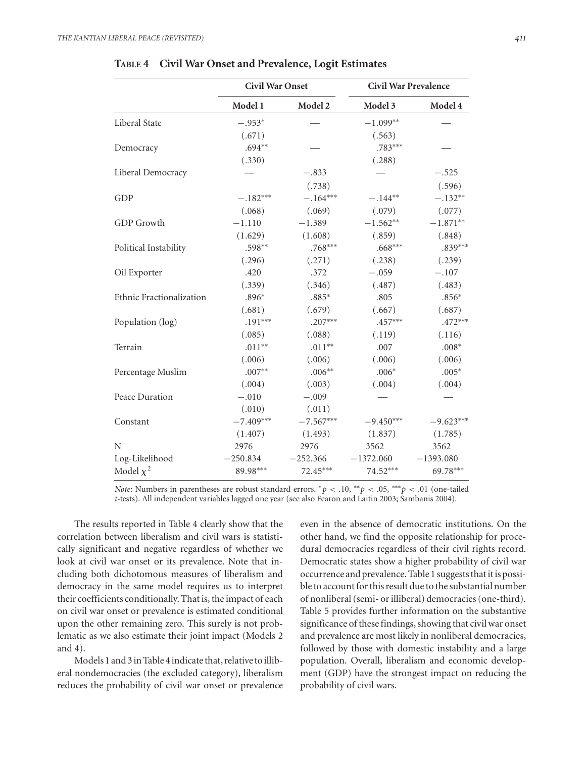**Table 4 Civil War Onset and Prevalence, Logit Estimates**

| | Civil War Onset | | Civil War Prevalence | |
|---|---|---|---|---|
| | Model 1 | Model 2 | Model 3 | Model 4 |
| Liberal State | −.953* | — | −1.099** | — |
| | (.671) | | (.563) | |
| Democracy | .694** | — | .783*** | — |
| | (.330) | | (.288) | |
| Liberal Democracy | — | −.833 | — | −.525 |
| | | (.738) | | (.596) |
| GDP | −.182*** | −.164*** | −.144** | −.132** |
| | (.068) | (.069) | (.079) | (.077) |
| GDP Growth | −1.110 | −1.389 | −1.562** | −1.871** |
| | (1.629) | (1.608) | (.859) | (.848) |
| Political Instability | .598** | .768*** | .668*** | .839*** |
| | (.296) | (.271) | (.238) | (.239) |
| Oil Exporter | .420 | .372 | −.059 | −.107 |
| | (.339) | (.346) | (.487) | (.483) |
| Ethnic Fractionalization | .896* | .885* | .805 | .856* |
| | (.681) | (.679) | (.667) | (.687) |
| Population (log) | .191*** | .207*** | .457*** | .472*** |
| | (.085) | (.088) | (.119) | (.116) |
| Terrain | .011** | .011** | .007 | .008* |
| | (.006) | (.006) | (.006) | (.006) |
| Percentage Muslim | .007** | .006** | .006* | .005* |
| | (.004) | (.003) | (.004) | (.004) |
| Peace Duration | −.010 | −.009 | — | — |
| | (.010) | (.011) | | |
| Constant | −7.409*** | −7.567*** | −9.450*** | −9.623*** |
| | (1.407) | (1.493) | (1.837) | (1.785) |
| N | 2976 | 2976 | 3562 | 3562 |
| Log-Likelihood | −250.834 | −252.366 | −1372.060 | −1393.080 |
| Model $\chi^2$ | 89.98*** | 72.45*** | 74.52*** | 69.78*** |

*Note*: Numbers in parentheses are robust standard errors. $^{*}p < .10$, $^{**}p < .05$, $^{***}p < .01$ (one-tailed *t*-tests). All independent variables lagged one year (see also Fearon and Laitin 2003; Sambanis 2004).

The results reported in Table 4 clearly show that the correlation between liberalism and civil wars is statistically significant and negative regardless of whether we look at civil war onset or its prevalence. Note that including both dichotomous measures of liberalism and democracy in the same model requires us to interpret their coefficients conditionally. That is, the impact of each on civil war onset or prevalence is estimated conditional upon the other remaining zero. This surely is not problematic as we also estimate their joint impact (Models 2 and 4).

Models 1 and 3 in Table 4 indicate that, relative to illiberal nondemocracies (the excluded category), liberalism reduces the probability of civil war onset or prevalence even in the absence of democratic institutions. On the other hand, we find the opposite relationship for procedural democracies regardless of their civil rights record. Democratic states show a higher probability of civil war occurrence and prevalence. Table 1 suggests that it is possible to account for this result due to the substantial number of nonliberal (semi- or illiberal) democracies (one-third). Table 5 provides further information on the substantive significance of these findings, showing that civil war onset and prevalence are most likely in nonliberal democracies, followed by those with domestic instability and a large population. Overall, liberalism and economic development (GDP) have the strongest impact on reducing the probability of civil wars.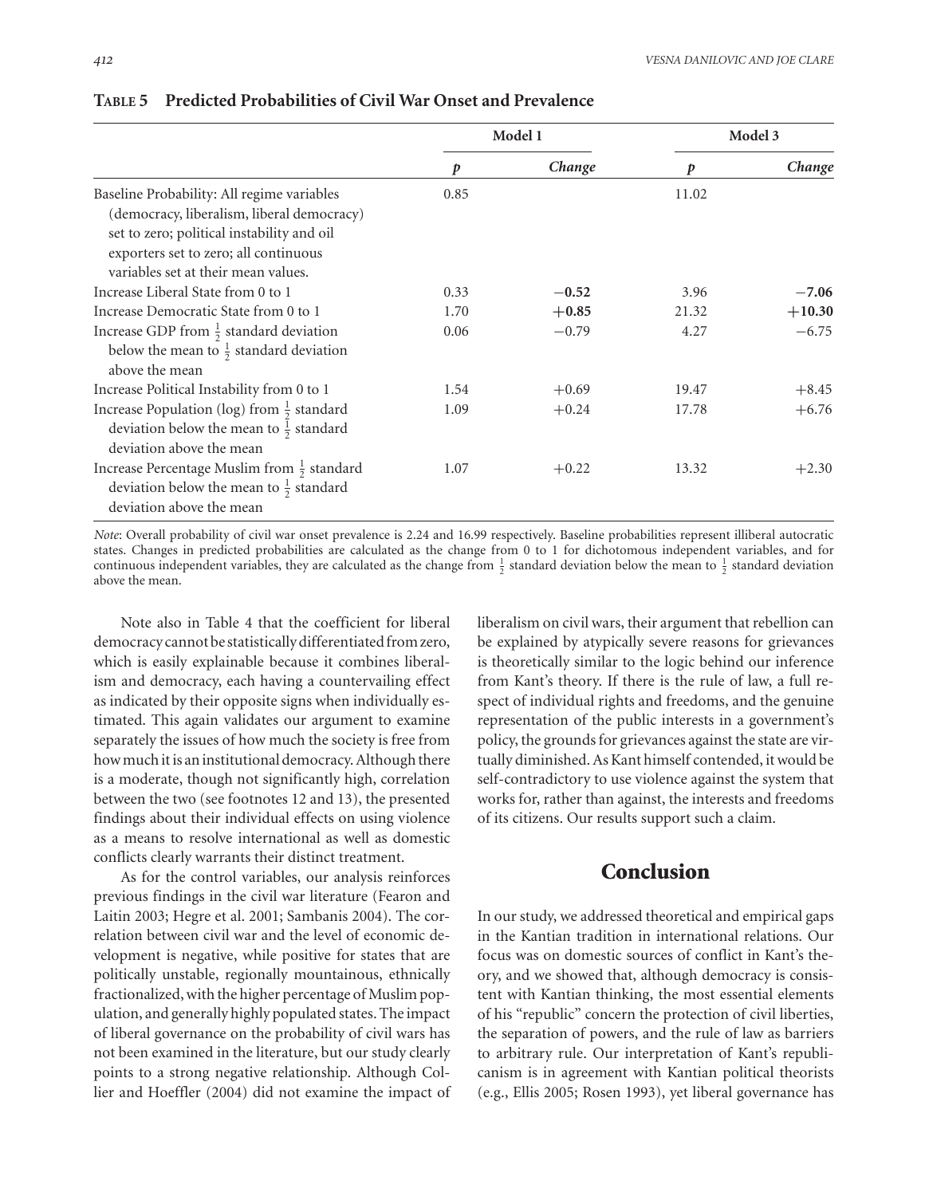**Table 5  Predicted Probabilities of Civil War Onset and Prevalence**

| | Model 1 | | Model 3 | |
|---|---|---|---|---|
| | *p* | *Change* | *p* | *Change* |
| Baseline Probability: All regime variables (democracy, liberalism, liberal democracy) set to zero; political instability and oil exporters set to zero; all continuous variables set at their mean values. | 0.85 | | 11.02 | |
| Increase Liberal State from 0 to 1 | 0.33 | **−0.52** | 3.96 | **−7.06** |
| Increase Democratic State from 0 to 1 | 1.70 | **+0.85** | 21.32 | **+10.30** |
| Increase GDP from $\frac{1}{2}$ standard deviation below the mean to $\frac{1}{2}$ standard deviation above the mean | 0.06 | −0.79 | 4.27 | −6.75 |
| Increase Political Instability from 0 to 1 | 1.54 | +0.69 | 19.47 | +8.45 |
| Increase Population (log) from $\frac{1}{2}$ standard deviation below the mean to $\frac{1}{2}$ standard deviation above the mean | 1.09 | +0.24 | 17.78 | +6.76 |
| Increase Percentage Muslim from $\frac{1}{2}$ standard deviation below the mean to $\frac{1}{2}$ standard deviation above the mean | 1.07 | +0.22 | 13.32 | +2.30 |

*Note*: Overall probability of civil war onset prevalence is 2.24 and 16.99 respectively. Baseline probabilities represent illiberal autocratic states. Changes in predicted probabilities are calculated as the change from 0 to 1 for dichotomous independent variables, and for continuous independent variables, they are calculated as the change from $\frac{1}{2}$ standard deviation below the mean to $\frac{1}{2}$ standard deviation above the mean.

Note also in Table 4 that the coefficient for liberal democracy cannot be statistically differentiated from zero, which is easily explainable because it combines liberalism and democracy, each having a countervailing effect as indicated by their opposite signs when individually estimated. This again validates our argument to examine separately the issues of how much the society is free from how much it is an institutional democracy. Although there is a moderate, though not significantly high, correlation between the two (see footnotes 12 and 13), the presented findings about their individual effects on using violence as a means to resolve international as well as domestic conflicts clearly warrants their distinct treatment.

As for the control variables, our analysis reinforces previous findings in the civil war literature (Fearon and Laitin 2003; Hegre et al. 2001; Sambanis 2004). The correlation between civil war and the level of economic development is negative, while positive for states that are politically unstable, regionally mountainous, ethnically fractionalized, with the higher percentage of Muslim population, and generally highly populated states. The impact of liberal governance on the probability of civil wars has not been examined in the literature, but our study clearly points to a strong negative relationship. Although Collier and Hoeffler (2004) did not examine the impact of liberalism on civil wars, their argument that rebellion can be explained by atypically severe reasons for grievances is theoretically similar to the logic behind our inference from Kant's theory. If there is the rule of law, a full respect of individual rights and freedoms, and the genuine representation of the public interests in a government's policy, the grounds for grievances against the state are virtually diminished. As Kant himself contended, it would be self-contradictory to use violence against the system that works for, rather than against, the interests and freedoms of its citizens. Our results support such a claim.

## Conclusion

In our study, we addressed theoretical and empirical gaps in the Kantian tradition in international relations. Our focus was on domestic sources of conflict in Kant's theory, and we showed that, although democracy is consistent with Kantian thinking, the most essential elements of his "republic" concern the protection of civil liberties, the separation of powers, and the rule of law as barriers to arbitrary rule. Our interpretation of Kant's republicanism is in agreement with Kantian political theorists (e.g., Ellis 2005; Rosen 1993), yet liberal governance has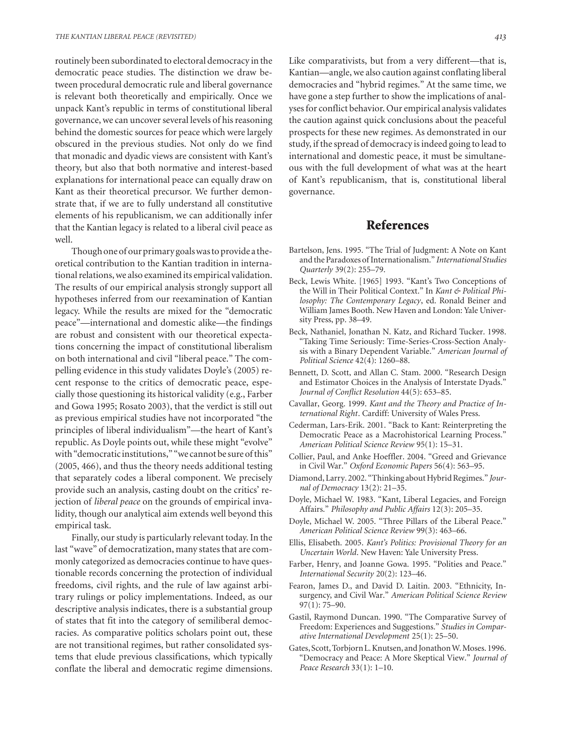routinely been subordinated to electoral democracy in the democratic peace studies. The distinction we draw between procedural democratic rule and liberal governance is relevant both theoretically and empirically. Once we unpack Kant's republic in terms of constitutional liberal governance, we can uncover several levels of his reasoning behind the domestic sources for peace which were largely obscured in the previous studies. Not only do we find that monadic and dyadic views are consistent with Kant's theory, but also that both normative and interest-based explanations for international peace can equally draw on Kant as their theoretical precursor. We further demonstrate that, if we are to fully understand all constitutive elements of his republicanism, we can additionally infer that the Kantian legacy is related to a liberal civil peace as well.

Though one of our primary goals was to provide a theoretical contribution to the Kantian tradition in international relations, we also examined its empirical validation. The results of our empirical analysis strongly support all hypotheses inferred from our reexamination of Kantian legacy. While the results are mixed for the "democratic peace"—international and domestic alike—the findings are robust and consistent with our theoretical expectations concerning the impact of constitutional liberalism on both international and civil "liberal peace." The compelling evidence in this study validates Doyle's (2005) recent response to the critics of democratic peace, especially those questioning its historical validity (e.g., Farber and Gowa 1995; Rosato 2003), that the verdict is still out as previous empirical studies have not incorporated "the principles of liberal individualism"—the heart of Kant's republic. As Doyle points out, while these might "evolve" with "democratic institutions," "we cannot be sure of this" (2005, 466), and thus the theory needs additional testing that separately codes a liberal component. We precisely provide such an analysis, casting doubt on the critics' rejection of *liberal peace* on the grounds of empirical invalidity, though our analytical aim extends well beyond this empirical task.

Finally, our study is particularly relevant today. In the last "wave" of democratization, many states that are commonly categorized as democracies continue to have questionable records concerning the protection of individual freedoms, civil rights, and the rule of law against arbitrary rulings or policy implementations. Indeed, as our descriptive analysis indicates, there is a substantial group of states that fit into the category of semiliberal democracies. As comparative politics scholars point out, these are not transitional regimes, but rather consolidated systems that elude previous classifications, which typically conflate the liberal and democratic regime dimensions. Like comparativists, but from a very different—that is, Kantian—angle, we also caution against conflating liberal democracies and "hybrid regimes." At the same time, we have gone a step further to show the implications of analyses for conflict behavior. Our empirical analysis validates the caution against quick conclusions about the peaceful prospects for these new regimes. As demonstrated in our study, if the spread of democracy is indeed going to lead to international and domestic peace, it must be simultaneous with the full development of what was at the heart of Kant's republicanism, that is, constitutional liberal governance.

## References

Bartelson, Jens. 1995. "The Trial of Judgment: A Note on Kant and the Paradoxes of Internationalism." *International Studies Quarterly* 39(2): 255–79.

Beck, Lewis White. [1965] 1993. "Kant's Two Conceptions of the Will in Their Political Context." In *Kant & Political Philosophy: The Contemporary Legacy*, ed. Ronald Beiner and William James Booth. New Haven and London: Yale University Press, pp. 38–49.

Beck, Nathaniel, Jonathan N. Katz, and Richard Tucker. 1998. "Taking Time Seriously: Time-Series-Cross-Section Analysis with a Binary Dependent Variable." *American Journal of Political Science* 42(4): 1260–88.

Bennett, D. Scott, and Allan C. Stam. 2000. "Research Design and Estimator Choices in the Analysis of Interstate Dyads." *Journal of Conflict Resolution* 44(5): 653–85.

Cavallar, Georg. 1999. *Kant and the Theory and Practice of International Right*. Cardiff: University of Wales Press.

Cederman, Lars-Erik. 2001. "Back to Kant: Reinterpreting the Democratic Peace as a Macrohistorical Learning Process." *American Political Science Review* 95(1): 15–31.

Collier, Paul, and Anke Hoeffler. 2004. "Greed and Grievance in Civil War." *Oxford Economic Papers* 56(4): 563–95.

Diamond, Larry. 2002. "Thinking about Hybrid Regimes." *Journal of Democracy* 13(2): 21–35.

Doyle, Michael W. 1983. "Kant, Liberal Legacies, and Foreign Affairs." *Philosophy and Public Affairs* 12(3): 205–35.

Doyle, Michael W. 2005. "Three Pillars of the Liberal Peace." *American Political Science Review* 99(3): 463–66.

Ellis, Elisabeth. 2005. *Kant's Politics: Provisional Theory for an Uncertain World*. New Haven: Yale University Press.

Farber, Henry, and Joanne Gowa. 1995. "Polities and Peace." *International Security* 20(2): 123–46.

Fearon, James D., and David D. Laitin. 2003. "Ethnicity, Insurgency, and Civil War." *American Political Science Review* 97(1): 75–90.

Gastil, Raymond Duncan. 1990. "The Comparative Survey of Freedom: Experiences and Suggestions." *Studies in Comparative International Development* 25(1): 25–50.

Gates, Scott, Torbjorn L. Knutsen, and Jonathon W. Moses. 1996. "Democracy and Peace: A More Skeptical View." *Journal of Peace Research* 33(1): 1–10.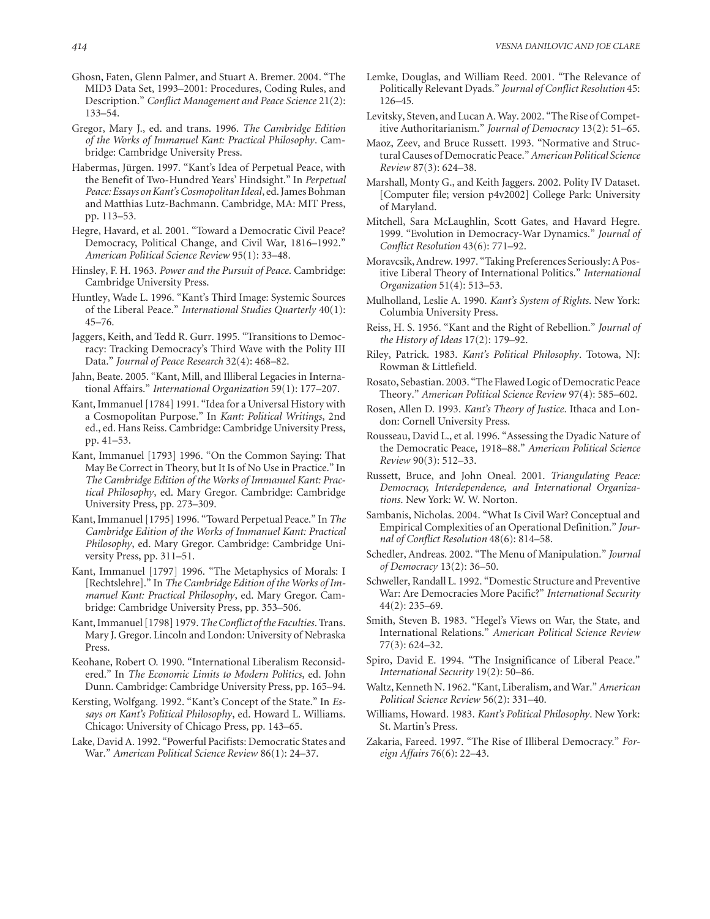Ghosn, Faten, Glenn Palmer, and Stuart A. Bremer. 2004. "The MID3 Data Set, 1993–2001: Procedures, Coding Rules, and Description." *Conflict Management and Peace Science* 21(2): 133–54.

Gregor, Mary J., ed. and trans. 1996. *The Cambridge Edition of the Works of Immanuel Kant: Practical Philosophy*. Cambridge: Cambridge University Press.

Habermas, Jürgen. 1997. "Kant's Idea of Perpetual Peace, with the Benefit of Two-Hundred Years' Hindsight." In *Perpetual Peace: Essays on Kant's Cosmopolitan Ideal*, ed. James Bohman and Matthias Lutz-Bachmann. Cambridge, MA: MIT Press, pp. 113–53.

Hegre, Havard, et al. 2001. "Toward a Democratic Civil Peace? Democracy, Political Change, and Civil War, 1816–1992." *American Political Science Review* 95(1): 33–48.

Hinsley, F. H. 1963. *Power and the Pursuit of Peace*. Cambridge: Cambridge University Press.

Huntley, Wade L. 1996. "Kant's Third Image: Systemic Sources of the Liberal Peace." *International Studies Quarterly* 40(1): 45–76.

Jaggers, Keith, and Tedd R. Gurr. 1995. "Transitions to Democracy: Tracking Democracy's Third Wave with the Polity III Data." *Journal of Peace Research* 32(4): 468–82.

Jahn, Beate. 2005. "Kant, Mill, and Illiberal Legacies in International Affairs." *International Organization* 59(1): 177–207.

Kant, Immanuel [1784] 1991. "Idea for a Universal History with a Cosmopolitan Purpose." In *Kant: Political Writings*, 2nd ed., ed. Hans Reiss. Cambridge: Cambridge University Press, pp. 41–53.

Kant, Immanuel [1793] 1996. "On the Common Saying: That May Be Correct in Theory, but It Is of No Use in Practice." In *The Cambridge Edition of the Works of Immanuel Kant: Practical Philosophy*, ed. Mary Gregor. Cambridge: Cambridge University Press, pp. 273–309.

Kant, Immanuel [1795] 1996. "Toward Perpetual Peace." In *The Cambridge Edition of the Works of Immanuel Kant: Practical Philosophy*, ed. Mary Gregor. Cambridge: Cambridge University Press, pp. 311–51.

Kant, Immanuel [1797] 1996. "The Metaphysics of Morals: I [Rechtslehre]." In *The Cambridge Edition of the Works of Immanuel Kant: Practical Philosophy*, ed. Mary Gregor. Cambridge: Cambridge University Press, pp. 353–506.

Kant, Immanuel [1798] 1979. *The Conflict of the Faculties*. Trans. Mary J. Gregor. Lincoln and London: University of Nebraska Press.

Keohane, Robert O. 1990. "International Liberalism Reconsidered." In *The Economic Limits to Modern Politics*, ed. John Dunn. Cambridge: Cambridge University Press, pp. 165–94.

Kersting, Wolfgang. 1992. "Kant's Concept of the State." In *Essays on Kant's Political Philosophy*, ed. Howard L. Williams. Chicago: University of Chicago Press, pp. 143–65.

Lake, David A. 1992. "Powerful Pacifists: Democratic States and War." *American Political Science Review* 86(1): 24–37.

Lemke, Douglas, and William Reed. 2001. "The Relevance of Politically Relevant Dyads." *Journal of Conflict Resolution* 45: 126–45.

Levitsky, Steven, and Lucan A. Way. 2002. "The Rise of Competitive Authoritarianism." *Journal of Democracy* 13(2): 51–65.

Maoz, Zeev, and Bruce Russett. 1993. "Normative and Structural Causes of Democratic Peace." *American Political Science Review* 87(3): 624–38.

Marshall, Monty G., and Keith Jaggers. 2002. Polity IV Dataset. [Computer file; version p4v2002] College Park: University of Maryland.

Mitchell, Sara McLaughlin, Scott Gates, and Havard Hegre. 1999. "Evolution in Democracy-War Dynamics." *Journal of Conflict Resolution* 43(6): 771–92.

Moravcsik, Andrew. 1997. "Taking Preferences Seriously: A Positive Liberal Theory of International Politics." *International Organization* 51(4): 513–53.

Mulholland, Leslie A. 1990. *Kant's System of Rights*. New York: Columbia University Press.

Reiss, H. S. 1956. "Kant and the Right of Rebellion." *Journal of the History of Ideas* 17(2): 179–92.

Riley, Patrick. 1983. *Kant's Political Philosophy*. Totowa, NJ: Rowman & Littlefield.

Rosato, Sebastian. 2003. "The Flawed Logic of Democratic Peace Theory." *American Political Science Review* 97(4): 585–602.

Rosen, Allen D. 1993. *Kant's Theory of Justice*. Ithaca and London: Cornell University Press.

Rousseau, David L., et al. 1996. "Assessing the Dyadic Nature of the Democratic Peace, 1918–88." *American Political Science Review* 90(3): 512–33.

Russett, Bruce, and John Oneal. 2001. *Triangulating Peace: Democracy, Interdependence, and International Organizations*. New York: W. W. Norton.

Sambanis, Nicholas. 2004. "What Is Civil War? Conceptual and Empirical Complexities of an Operational Definition." *Journal of Conflict Resolution* 48(6): 814–58.

Schedler, Andreas. 2002. "The Menu of Manipulation." *Journal of Democracy* 13(2): 36–50.

Schweller, Randall L. 1992. "Domestic Structure and Preventive War: Are Democracies More Pacific?" *International Security* 44(2): 235–69.

Smith, Steven B. 1983. "Hegel's Views on War, the State, and International Relations." *American Political Science Review* 77(3): 624–32.

Spiro, David E. 1994. "The Insignificance of Liberal Peace." *International Security* 19(2): 50–86.

Waltz, Kenneth N. 1962. "Kant, Liberalism, and War." *American Political Science Review* 56(2): 331–40.

Williams, Howard. 1983. *Kant's Political Philosophy*. New York: St. Martin's Press.

Zakaria, Fareed. 1997. "The Rise of Illiberal Democracy." *Foreign Affairs* 76(6): 22–43.